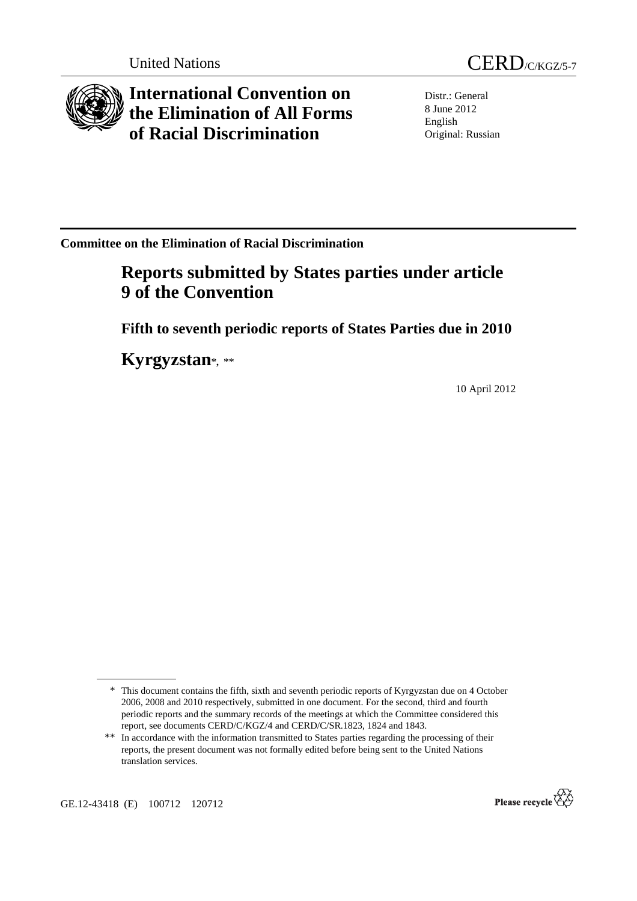United Nations

CERD/C/KGZ/5-7

# International Convention on the Elimination of All Forms of Racial Discrimination

Distr.: General
8 June 2012
English
Original: Russian

**Committee on the Elimination of Racial Discrimination**

## Reports submitted by States parties under article 9 of the Convention

### Fifth to seventh periodic reports of States Parties due in 2010

## Kyrgyzstan*, **

10 April 2012

---

\* This document contains the fifth, sixth and seventh periodic reports of Kyrgyzstan due on 4 October 2006, 2008 and 2010 respectively, submitted in one document. For the second, third and fourth periodic reports and the summary records of the meetings at which the Committee considered this report, see documents CERD/C/KGZ/4 and CERD/C/SR.1823, 1824 and 1843.

\*\* In accordance with the information transmitted to States parties regarding the processing of their reports, the present document was not formally edited before being sent to the United Nations translation services.

GE.12-43418 (E) 100712 120712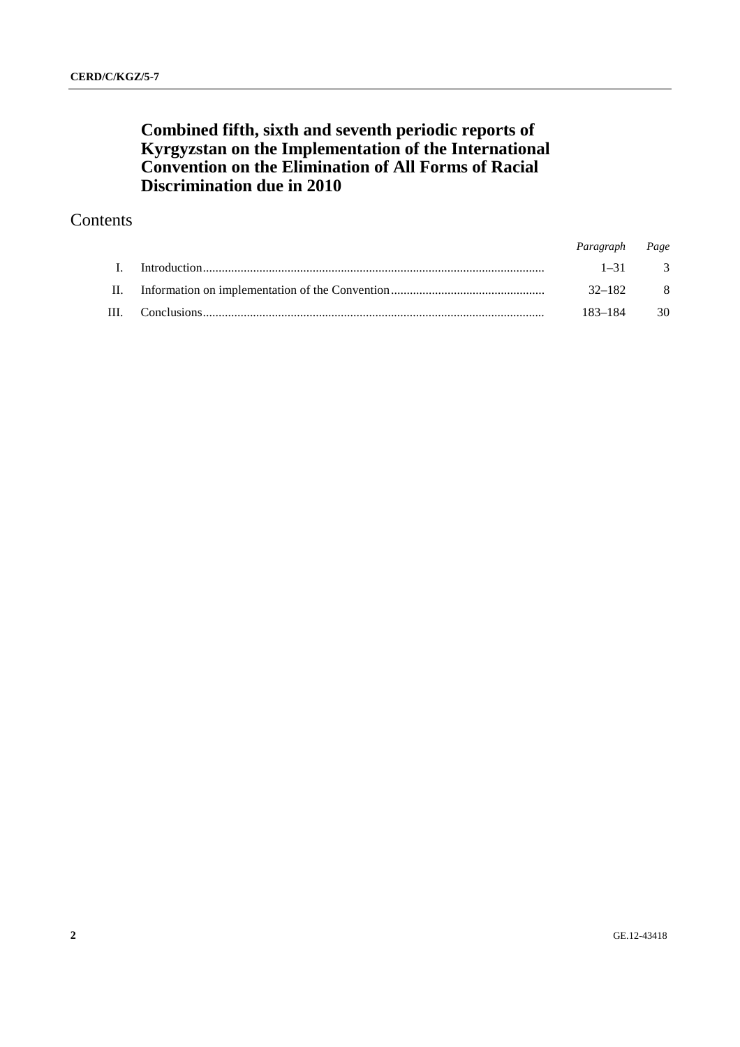# Combined fifth, sixth and seventh periodic reports of Kyrgyzstan on the Implementation of the International Convention on the Elimination of All Forms of Racial Discrimination due in 2010

## Contents

| | | *Paragraph* | *Page* |
|---|---|---|---|
| I. | Introduction | 1–31 | 3 |
| II. | Information on implementation of the Convention | 32–182 | 8 |
| III. | Conclusions | 183–184 | 30 |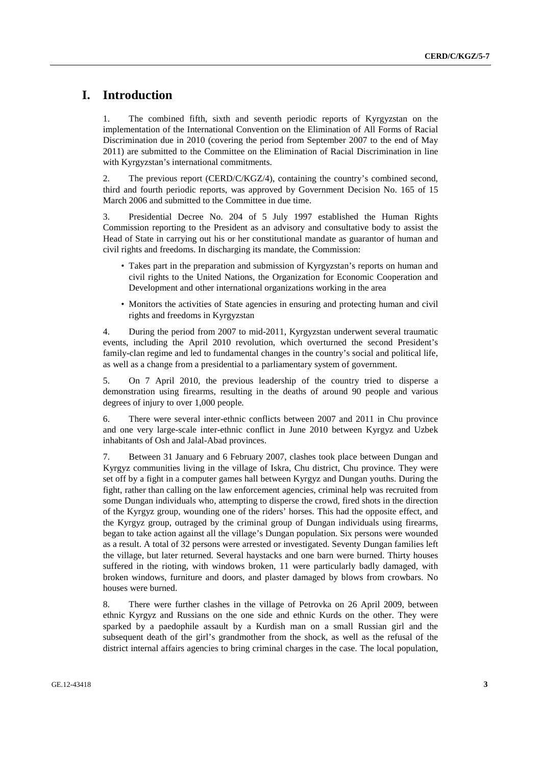# I. Introduction

1. The combined fifth, sixth and seventh periodic reports of Kyrgyzstan on the implementation of the International Convention on the Elimination of All Forms of Racial Discrimination due in 2010 (covering the period from September 2007 to the end of May 2011) are submitted to the Committee on the Elimination of Racial Discrimination in line with Kyrgyzstan's international commitments.

2. The previous report (CERD/C/KGZ/4), containing the country's combined second, third and fourth periodic reports, was approved by Government Decision No. 165 of 15 March 2006 and submitted to the Committee in due time.

3. Presidential Decree No. 204 of 5 July 1997 established the Human Rights Commission reporting to the President as an advisory and consultative body to assist the Head of State in carrying out his or her constitutional mandate as guarantor of human and civil rights and freedoms. In discharging its mandate, the Commission:

- Takes part in the preparation and submission of Kyrgyzstan's reports on human and civil rights to the United Nations, the Organization for Economic Cooperation and Development and other international organizations working in the area
- Monitors the activities of State agencies in ensuring and protecting human and civil rights and freedoms in Kyrgyzstan

4. During the period from 2007 to mid-2011, Kyrgyzstan underwent several traumatic events, including the April 2010 revolution, which overturned the second President's family-clan regime and led to fundamental changes in the country's social and political life, as well as a change from a presidential to a parliamentary system of government.

5. On 7 April 2010, the previous leadership of the country tried to disperse a demonstration using firearms, resulting in the deaths of around 90 people and various degrees of injury to over 1,000 people.

6. There were several inter-ethnic conflicts between 2007 and 2011 in Chu province and one very large-scale inter-ethnic conflict in June 2010 between Kyrgyz and Uzbek inhabitants of Osh and Jalal-Abad provinces.

7. Between 31 January and 6 February 2007, clashes took place between Dungan and Kyrgyz communities living in the village of Iskra, Chu district, Chu province. They were set off by a fight in a computer games hall between Kyrgyz and Dungan youths. During the fight, rather than calling on the law enforcement agencies, criminal help was recruited from some Dungan individuals who, attempting to disperse the crowd, fired shots in the direction of the Kyrgyz group, wounding one of the riders' horses. This had the opposite effect, and the Kyrgyz group, outraged by the criminal group of Dungan individuals using firearms, began to take action against all the village's Dungan population. Six persons were wounded as a result. A total of 32 persons were arrested or investigated. Seventy Dungan families left the village, but later returned. Several haystacks and one barn were burned. Thirty houses suffered in the rioting, with windows broken, 11 were particularly badly damaged, with broken windows, furniture and doors, and plaster damaged by blows from crowbars. No houses were burned.

8. There were further clashes in the village of Petrovka on 26 April 2009, between ethnic Kyrgyz and Russians on the one side and ethnic Kurds on the other. They were sparked by a paedophile assault by a Kurdish man on a small Russian girl and the subsequent death of the girl's grandmother from the shock, as well as the refusal of the district internal affairs agencies to bring criminal charges in the case. The local population,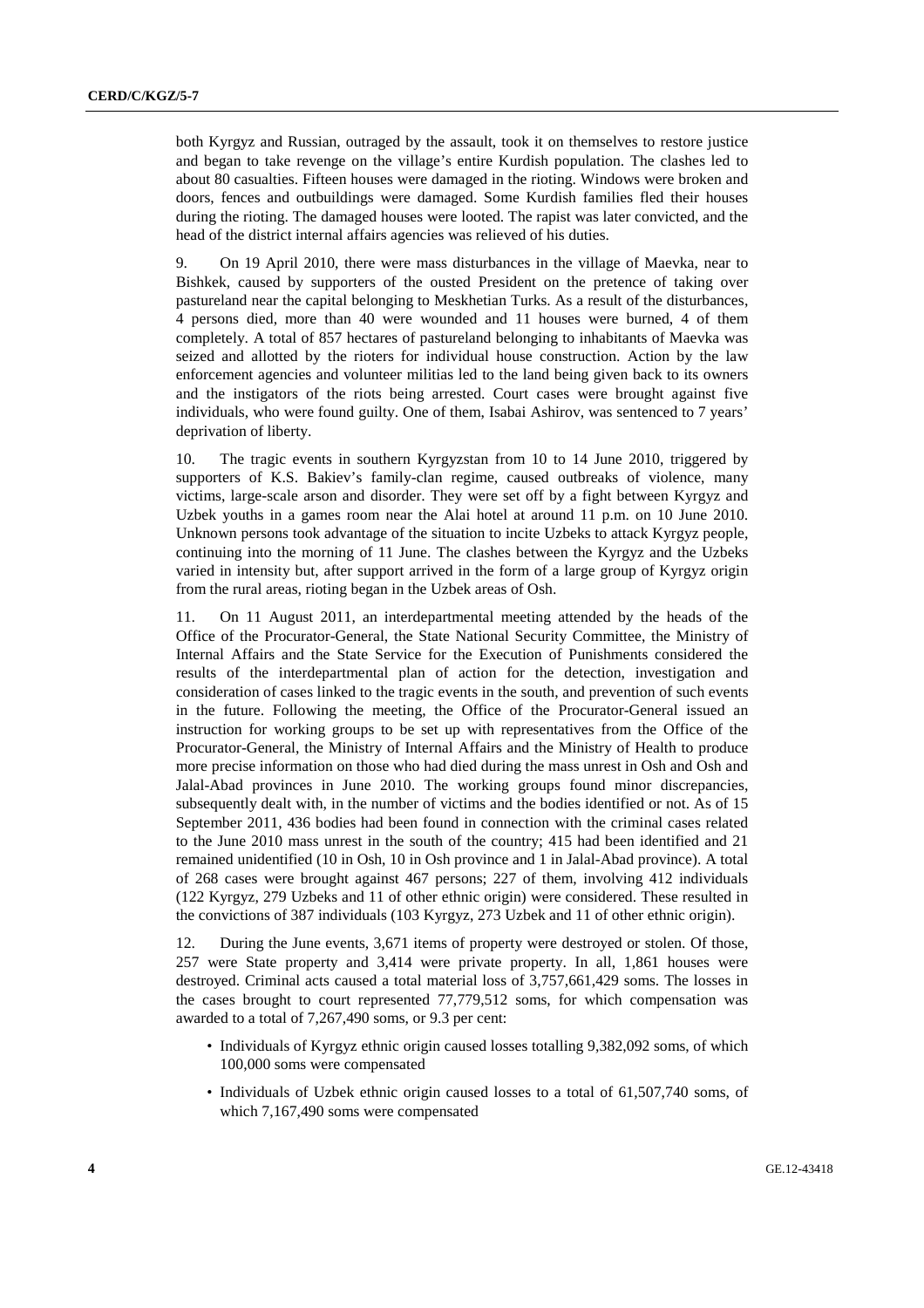both Kyrgyz and Russian, outraged by the assault, took it on themselves to restore justice and began to take revenge on the village's entire Kurdish population. The clashes led to about 80 casualties. Fifteen houses were damaged in the rioting. Windows were broken and doors, fences and outbuildings were damaged. Some Kurdish families fled their houses during the rioting. The damaged houses were looted. The rapist was later convicted, and the head of the district internal affairs agencies was relieved of his duties.

9. On 19 April 2010, there were mass disturbances in the village of Maevka, near to Bishkek, caused by supporters of the ousted President on the pretence of taking over pastureland near the capital belonging to Meskhetian Turks. As a result of the disturbances, 4 persons died, more than 40 were wounded and 11 houses were burned, 4 of them completely. A total of 857 hectares of pastureland belonging to inhabitants of Maevka was seized and allotted by the rioters for individual house construction. Action by the law enforcement agencies and volunteer militias led to the land being given back to its owners and the instigators of the riots being arrested. Court cases were brought against five individuals, who were found guilty. One of them, Isabai Ashirov, was sentenced to 7 years' deprivation of liberty.

10. The tragic events in southern Kyrgyzstan from 10 to 14 June 2010, triggered by supporters of K.S. Bakiev's family-clan regime, caused outbreaks of violence, many victims, large-scale arson and disorder. They were set off by a fight between Kyrgyz and Uzbek youths in a games room near the Alai hotel at around 11 p.m. on 10 June 2010. Unknown persons took advantage of the situation to incite Uzbeks to attack Kyrgyz people, continuing into the morning of 11 June. The clashes between the Kyrgyz and the Uzbeks varied in intensity but, after support arrived in the form of a large group of Kyrgyz origin from the rural areas, rioting began in the Uzbek areas of Osh.

11. On 11 August 2011, an interdepartmental meeting attended by the heads of the Office of the Procurator-General, the State National Security Committee, the Ministry of Internal Affairs and the State Service for the Execution of Punishments considered the results of the interdepartmental plan of action for the detection, investigation and consideration of cases linked to the tragic events in the south, and prevention of such events in the future. Following the meeting, the Office of the Procurator-General issued an instruction for working groups to be set up with representatives from the Office of the Procurator-General, the Ministry of Internal Affairs and the Ministry of Health to produce more precise information on those who had died during the mass unrest in Osh and Osh and Jalal-Abad provinces in June 2010. The working groups found minor discrepancies, subsequently dealt with, in the number of victims and the bodies identified or not. As of 15 September 2011, 436 bodies had been found in connection with the criminal cases related to the June 2010 mass unrest in the south of the country; 415 had been identified and 21 remained unidentified (10 in Osh, 10 in Osh province and 1 in Jalal-Abad province). A total of 268 cases were brought against 467 persons; 227 of them, involving 412 individuals (122 Kyrgyz, 279 Uzbeks and 11 of other ethnic origin) were considered. These resulted in the convictions of 387 individuals (103 Kyrgyz, 273 Uzbek and 11 of other ethnic origin).

12. During the June events, 3,671 items of property were destroyed or stolen. Of those, 257 were State property and 3,414 were private property. In all, 1,861 houses were destroyed. Criminal acts caused a total material loss of 3,757,661,429 soms. The losses in the cases brought to court represented 77,779,512 soms, for which compensation was awarded to a total of 7,267,490 soms, or 9.3 per cent:

- Individuals of Kyrgyz ethnic origin caused losses totalling 9,382,092 soms, of which 100,000 soms were compensated
- Individuals of Uzbek ethnic origin caused losses to a total of 61,507,740 soms, of which 7,167,490 soms were compensated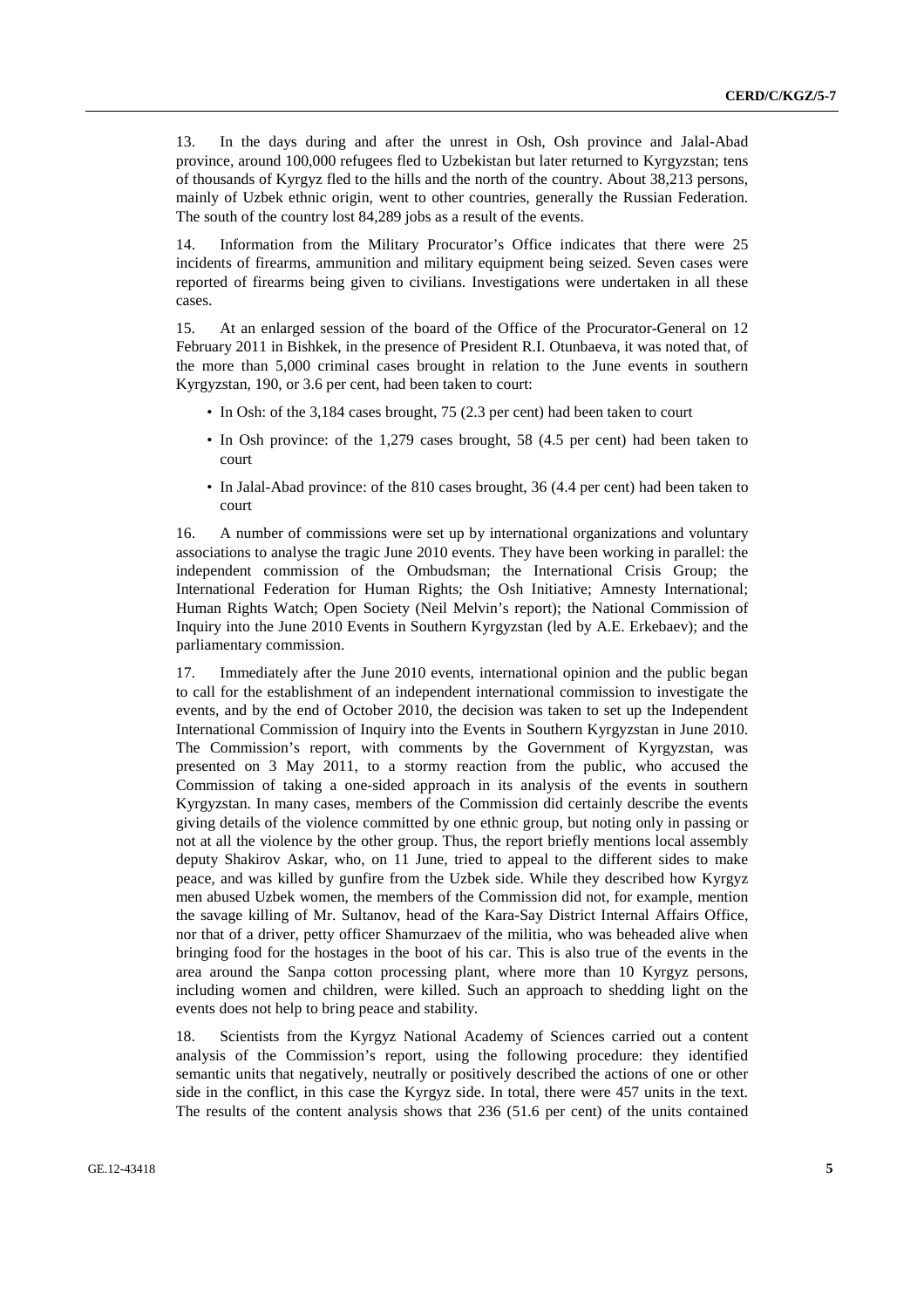13. In the days during and after the unrest in Osh, Osh province and Jalal-Abad province, around 100,000 refugees fled to Uzbekistan but later returned to Kyrgyzstan; tens of thousands of Kyrgyz fled to the hills and the north of the country. About 38,213 persons, mainly of Uzbek ethnic origin, went to other countries, generally the Russian Federation. The south of the country lost 84,289 jobs as a result of the events.

14. Information from the Military Procurator's Office indicates that there were 25 incidents of firearms, ammunition and military equipment being seized. Seven cases were reported of firearms being given to civilians. Investigations were undertaken in all these cases.

15. At an enlarged session of the board of the Office of the Procurator-General on 12 February 2011 in Bishkek, in the presence of President R.I. Otunbaeva, it was noted that, of the more than 5,000 criminal cases brought in relation to the June events in southern Kyrgyzstan, 190, or 3.6 per cent, had been taken to court:

- In Osh: of the 3,184 cases brought, 75 (2.3 per cent) had been taken to court
- In Osh province: of the 1,279 cases brought, 58 (4.5 per cent) had been taken to court
- In Jalal-Abad province: of the 810 cases brought, 36 (4.4 per cent) had been taken to court

16. A number of commissions were set up by international organizations and voluntary associations to analyse the tragic June 2010 events. They have been working in parallel: the independent commission of the Ombudsman; the International Crisis Group; the International Federation for Human Rights; the Osh Initiative; Amnesty International; Human Rights Watch; Open Society (Neil Melvin's report); the National Commission of Inquiry into the June 2010 Events in Southern Kyrgyzstan (led by A.E. Erkebaev); and the parliamentary commission.

17. Immediately after the June 2010 events, international opinion and the public began to call for the establishment of an independent international commission to investigate the events, and by the end of October 2010, the decision was taken to set up the Independent International Commission of Inquiry into the Events in Southern Kyrgyzstan in June 2010. The Commission's report, with comments by the Government of Kyrgyzstan, was presented on 3 May 2011, to a stormy reaction from the public, who accused the Commission of taking a one-sided approach in its analysis of the events in southern Kyrgyzstan. In many cases, members of the Commission did certainly describe the events giving details of the violence committed by one ethnic group, but noting only in passing or not at all the violence by the other group. Thus, the report briefly mentions local assembly deputy Shakirov Askar, who, on 11 June, tried to appeal to the different sides to make peace, and was killed by gunfire from the Uzbek side. While they described how Kyrgyz men abused Uzbek women, the members of the Commission did not, for example, mention the savage killing of Mr. Sultanov, head of the Kara-Say District Internal Affairs Office, nor that of a driver, petty officer Shamurzaev of the militia, who was beheaded alive when bringing food for the hostages in the boot of his car. This is also true of the events in the area around the Sanpa cotton processing plant, where more than 10 Kyrgyz persons, including women and children, were killed. Such an approach to shedding light on the events does not help to bring peace and stability.

18. Scientists from the Kyrgyz National Academy of Sciences carried out a content analysis of the Commission's report, using the following procedure: they identified semantic units that negatively, neutrally or positively described the actions of one or other side in the conflict, in this case the Kyrgyz side. In total, there were 457 units in the text. The results of the content analysis shows that 236 (51.6 per cent) of the units contained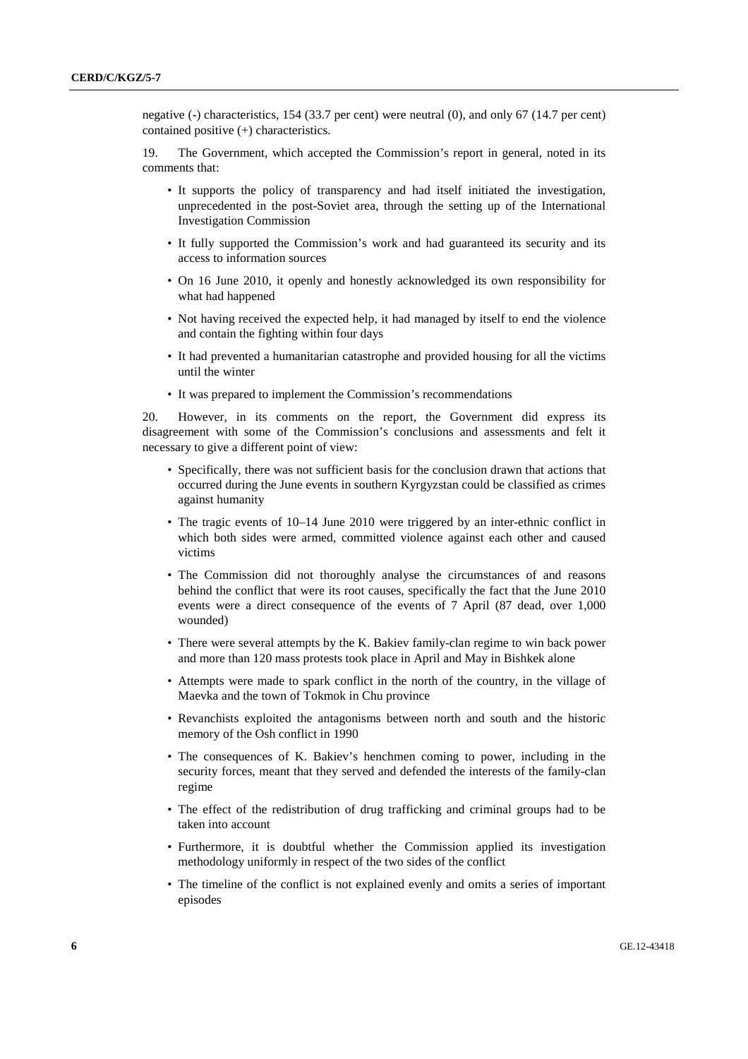negative (-) characteristics, 154 (33.7 per cent) were neutral (0), and only 67 (14.7 per cent) contained positive (+) characteristics.

19. The Government, which accepted the Commission's report in general, noted in its comments that:

- It supports the policy of transparency and had itself initiated the investigation, unprecedented in the post-Soviet area, through the setting up of the International Investigation Commission
- It fully supported the Commission's work and had guaranteed its security and its access to information sources
- On 16 June 2010, it openly and honestly acknowledged its own responsibility for what had happened
- Not having received the expected help, it had managed by itself to end the violence and contain the fighting within four days
- It had prevented a humanitarian catastrophe and provided housing for all the victims until the winter
- It was prepared to implement the Commission's recommendations

20. However, in its comments on the report, the Government did express its disagreement with some of the Commission's conclusions and assessments and felt it necessary to give a different point of view:

- Specifically, there was not sufficient basis for the conclusion drawn that actions that occurred during the June events in southern Kyrgyzstan could be classified as crimes against humanity
- The tragic events of 10–14 June 2010 were triggered by an inter-ethnic conflict in which both sides were armed, committed violence against each other and caused victims
- The Commission did not thoroughly analyse the circumstances of and reasons behind the conflict that were its root causes, specifically the fact that the June 2010 events were a direct consequence of the events of 7 April (87 dead, over 1,000 wounded)
- There were several attempts by the K. Bakiev family-clan regime to win back power and more than 120 mass protests took place in April and May in Bishkek alone
- Attempts were made to spark conflict in the north of the country, in the village of Maevka and the town of Tokmok in Chu province
- Revanchists exploited the antagonisms between north and south and the historic memory of the Osh conflict in 1990
- The consequences of K. Bakiev's henchmen coming to power, including in the security forces, meant that they served and defended the interests of the family-clan regime
- The effect of the redistribution of drug trafficking and criminal groups had to be taken into account
- Furthermore, it is doubtful whether the Commission applied its investigation methodology uniformly in respect of the two sides of the conflict
- The timeline of the conflict is not explained evenly and omits a series of important episodes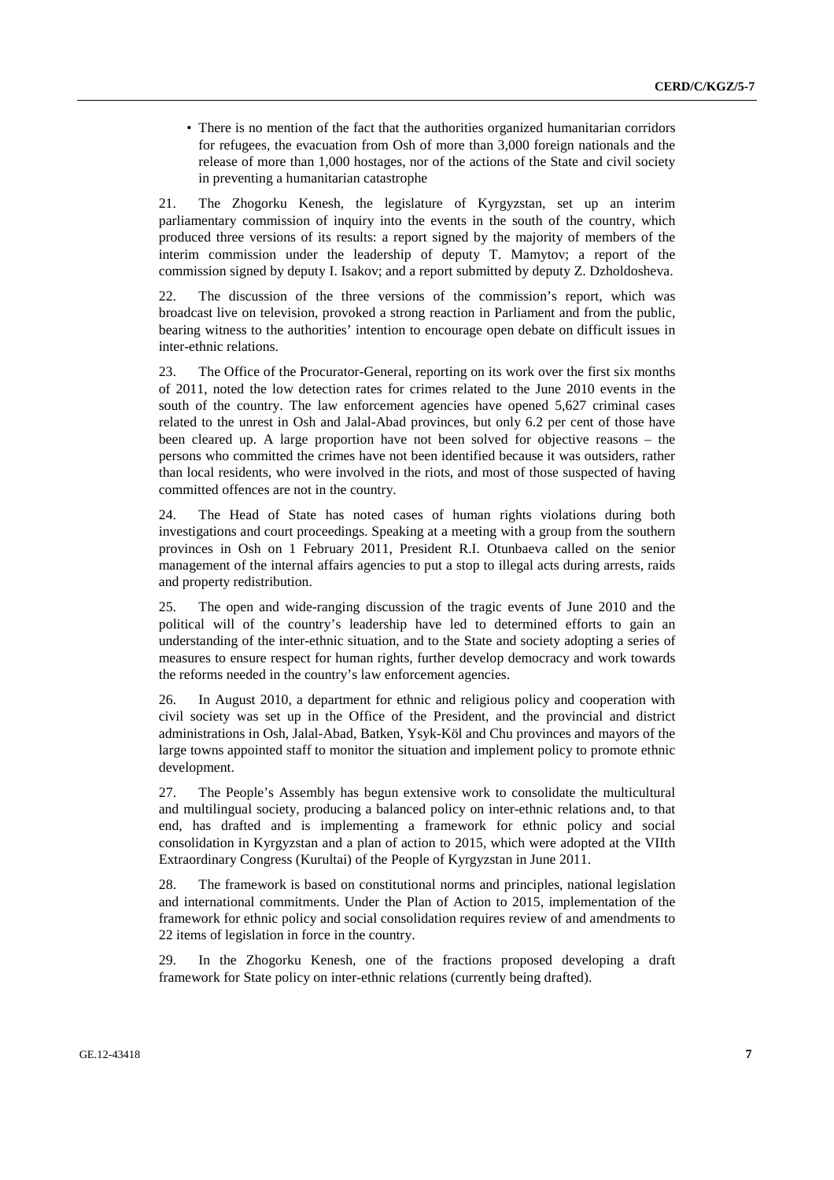- There is no mention of the fact that the authorities organized humanitarian corridors for refugees, the evacuation from Osh of more than 3,000 foreign nationals and the release of more than 1,000 hostages, nor of the actions of the State and civil society in preventing a humanitarian catastrophe

21. The Zhogorku Kenesh, the legislature of Kyrgyzstan, set up an interim parliamentary commission of inquiry into the events in the south of the country, which produced three versions of its results: a report signed by the majority of members of the interim commission under the leadership of deputy T. Mamytov; a report of the commission signed by deputy I. Isakov; and a report submitted by deputy Z. Dzholdosheva.

22. The discussion of the three versions of the commission's report, which was broadcast live on television, provoked a strong reaction in Parliament and from the public, bearing witness to the authorities' intention to encourage open debate on difficult issues in inter-ethnic relations.

23. The Office of the Procurator-General, reporting on its work over the first six months of 2011, noted the low detection rates for crimes related to the June 2010 events in the south of the country. The law enforcement agencies have opened 5,627 criminal cases related to the unrest in Osh and Jalal-Abad provinces, but only 6.2 per cent of those have been cleared up. A large proportion have not been solved for objective reasons – the persons who committed the crimes have not been identified because it was outsiders, rather than local residents, who were involved in the riots, and most of those suspected of having committed offences are not in the country.

24. The Head of State has noted cases of human rights violations during both investigations and court proceedings. Speaking at a meeting with a group from the southern provinces in Osh on 1 February 2011, President R.I. Otunbaeva called on the senior management of the internal affairs agencies to put a stop to illegal acts during arrests, raids and property redistribution.

25. The open and wide-ranging discussion of the tragic events of June 2010 and the political will of the country's leadership have led to determined efforts to gain an understanding of the inter-ethnic situation, and to the State and society adopting a series of measures to ensure respect for human rights, further develop democracy and work towards the reforms needed in the country's law enforcement agencies.

26. In August 2010, a department for ethnic and religious policy and cooperation with civil society was set up in the Office of the President, and the provincial and district administrations in Osh, Jalal-Abad, Batken, Ysyk-Köl and Chu provinces and mayors of the large towns appointed staff to monitor the situation and implement policy to promote ethnic development.

27. The People's Assembly has begun extensive work to consolidate the multicultural and multilingual society, producing a balanced policy on inter-ethnic relations and, to that end, has drafted and is implementing a framework for ethnic policy and social consolidation in Kyrgyzstan and a plan of action to 2015, which were adopted at the VIIth Extraordinary Congress (Kurultai) of the People of Kyrgyzstan in June 2011.

28. The framework is based on constitutional norms and principles, national legislation and international commitments. Under the Plan of Action to 2015, implementation of the framework for ethnic policy and social consolidation requires review of and amendments to 22 items of legislation in force in the country.

29. In the Zhogorku Kenesh, one of the fractions proposed developing a draft framework for State policy on inter-ethnic relations (currently being drafted).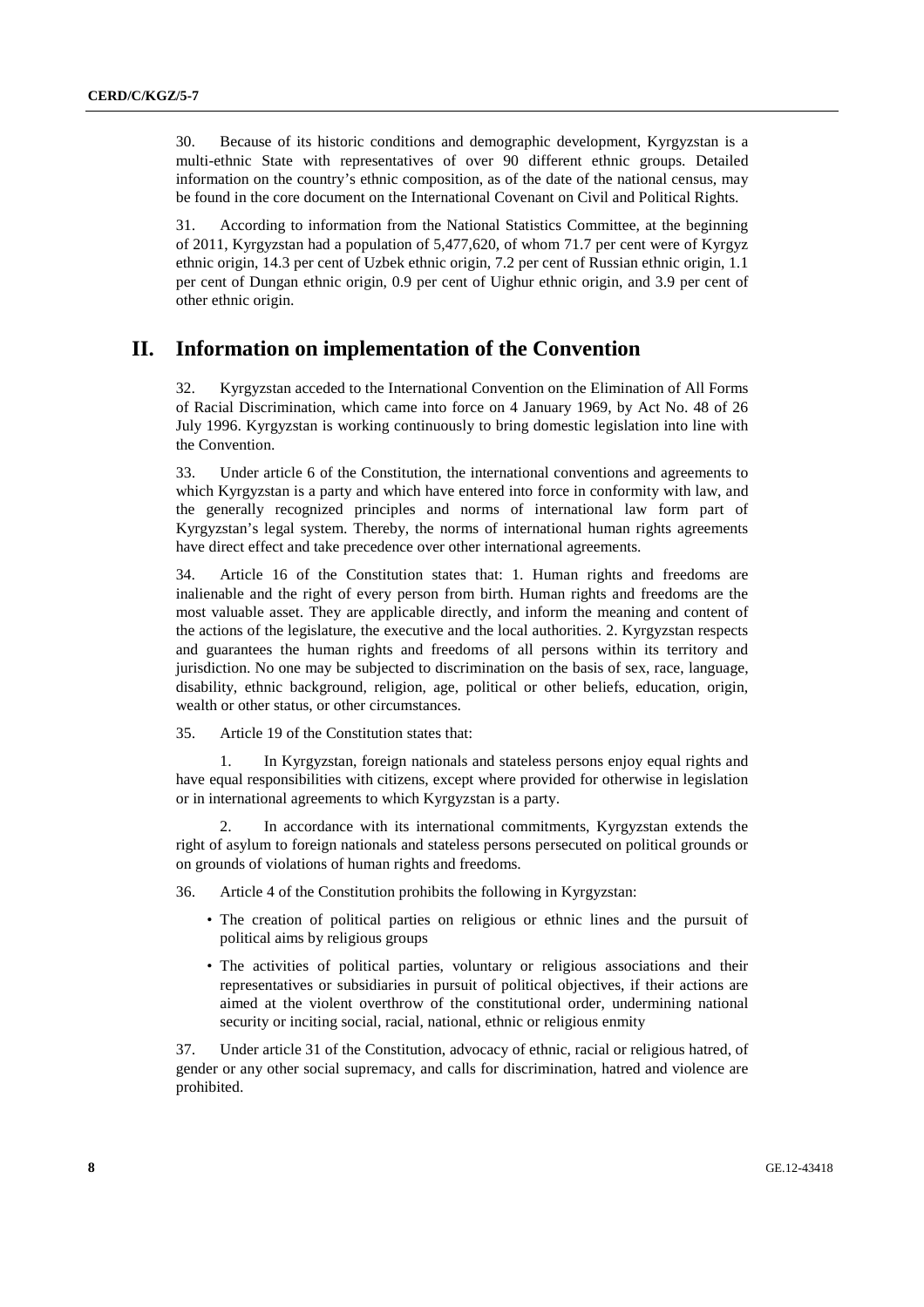30. Because of its historic conditions and demographic development, Kyrgyzstan is a multi-ethnic State with representatives of over 90 different ethnic groups. Detailed information on the country's ethnic composition, as of the date of the national census, may be found in the core document on the International Covenant on Civil and Political Rights.

31. According to information from the National Statistics Committee, at the beginning of 2011, Kyrgyzstan had a population of 5,477,620, of whom 71.7 per cent were of Kyrgyz ethnic origin, 14.3 per cent of Uzbek ethnic origin, 7.2 per cent of Russian ethnic origin, 1.1 per cent of Dungan ethnic origin, 0.9 per cent of Uighur ethnic origin, and 3.9 per cent of other ethnic origin.

# II. Information on implementation of the Convention

32. Kyrgyzstan acceded to the International Convention on the Elimination of All Forms of Racial Discrimination, which came into force on 4 January 1969, by Act No. 48 of 26 July 1996. Kyrgyzstan is working continuously to bring domestic legislation into line with the Convention.

33. Under article 6 of the Constitution, the international conventions and agreements to which Kyrgyzstan is a party and which have entered into force in conformity with law, and the generally recognized principles and norms of international law form part of Kyrgyzstan's legal system. Thereby, the norms of international human rights agreements have direct effect and take precedence over other international agreements.

34. Article 16 of the Constitution states that: 1. Human rights and freedoms are inalienable and the right of every person from birth. Human rights and freedoms are the most valuable asset. They are applicable directly, and inform the meaning and content of the actions of the legislature, the executive and the local authorities. 2. Kyrgyzstan respects and guarantees the human rights and freedoms of all persons within its territory and jurisdiction. No one may be subjected to discrimination on the basis of sex, race, language, disability, ethnic background, religion, age, political or other beliefs, education, origin, wealth or other status, or other circumstances.

35. Article 19 of the Constitution states that:

1. In Kyrgyzstan, foreign nationals and stateless persons enjoy equal rights and have equal responsibilities with citizens, except where provided for otherwise in legislation or in international agreements to which Kyrgyzstan is a party.

2. In accordance with its international commitments, Kyrgyzstan extends the right of asylum to foreign nationals and stateless persons persecuted on political grounds or on grounds of violations of human rights and freedoms.

36. Article 4 of the Constitution prohibits the following in Kyrgyzstan:

- The creation of political parties on religious or ethnic lines and the pursuit of political aims by religious groups
- The activities of political parties, voluntary or religious associations and their representatives or subsidiaries in pursuit of political objectives, if their actions are aimed at the violent overthrow of the constitutional order, undermining national security or inciting social, racial, national, ethnic or religious enmity

37. Under article 31 of the Constitution, advocacy of ethnic, racial or religious hatred, of gender or any other social supremacy, and calls for discrimination, hatred and violence are prohibited.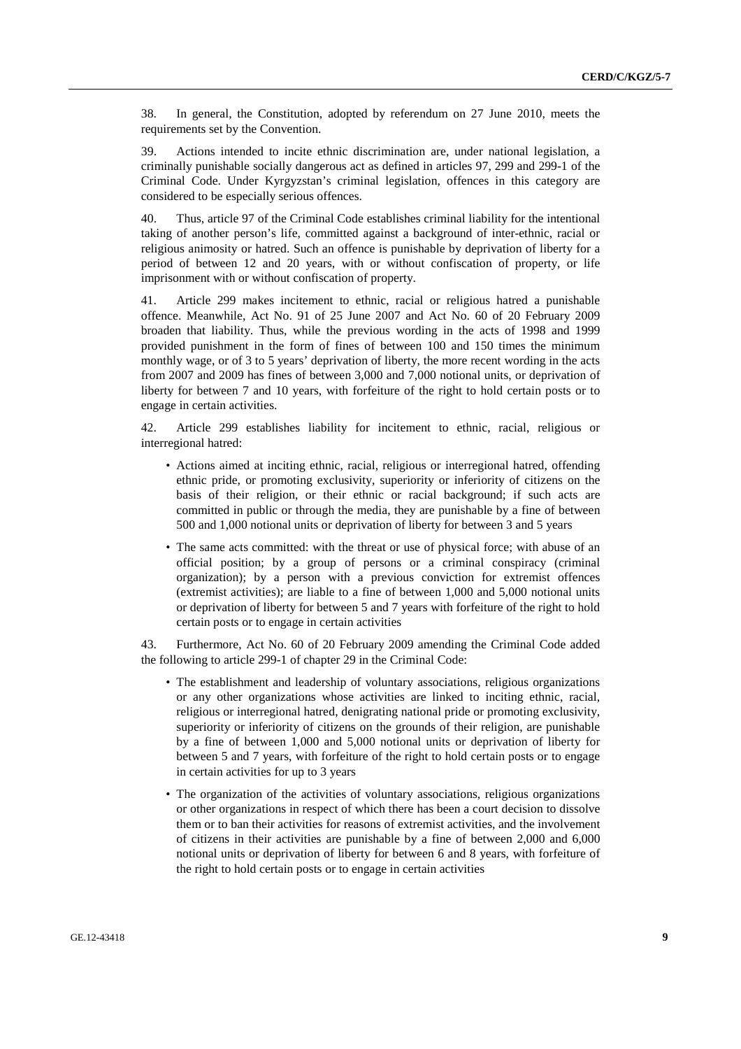38. In general, the Constitution, adopted by referendum on 27 June 2010, meets the requirements set by the Convention.

39. Actions intended to incite ethnic discrimination are, under national legislation, a criminally punishable socially dangerous act as defined in articles 97, 299 and 299-1 of the Criminal Code. Under Kyrgyzstan's criminal legislation, offences in this category are considered to be especially serious offences.

40. Thus, article 97 of the Criminal Code establishes criminal liability for the intentional taking of another person's life, committed against a background of inter-ethnic, racial or religious animosity or hatred. Such an offence is punishable by deprivation of liberty for a period of between 12 and 20 years, with or without confiscation of property, or life imprisonment with or without confiscation of property.

41. Article 299 makes incitement to ethnic, racial or religious hatred a punishable offence. Meanwhile, Act No. 91 of 25 June 2007 and Act No. 60 of 20 February 2009 broaden that liability. Thus, while the previous wording in the acts of 1998 and 1999 provided punishment in the form of fines of between 100 and 150 times the minimum monthly wage, or of 3 to 5 years' deprivation of liberty, the more recent wording in the acts from 2007 and 2009 has fines of between 3,000 and 7,000 notional units, or deprivation of liberty for between 7 and 10 years, with forfeiture of the right to hold certain posts or to engage in certain activities.

42. Article 299 establishes liability for incitement to ethnic, racial, religious or interregional hatred:

- Actions aimed at inciting ethnic, racial, religious or interregional hatred, offending ethnic pride, or promoting exclusivity, superiority or inferiority of citizens on the basis of their religion, or their ethnic or racial background; if such acts are committed in public or through the media, they are punishable by a fine of between 500 and 1,000 notional units or deprivation of liberty for between 3 and 5 years
- The same acts committed: with the threat or use of physical force; with abuse of an official position; by a group of persons or a criminal conspiracy (criminal organization); by a person with a previous conviction for extremist offences (extremist activities); are liable to a fine of between 1,000 and 5,000 notional units or deprivation of liberty for between 5 and 7 years with forfeiture of the right to hold certain posts or to engage in certain activities

43. Furthermore, Act No. 60 of 20 February 2009 amending the Criminal Code added the following to article 299-1 of chapter 29 in the Criminal Code:

- The establishment and leadership of voluntary associations, religious organizations or any other organizations whose activities are linked to inciting ethnic, racial, religious or interregional hatred, denigrating national pride or promoting exclusivity, superiority or inferiority of citizens on the grounds of their religion, are punishable by a fine of between 1,000 and 5,000 notional units or deprivation of liberty for between 5 and 7 years, with forfeiture of the right to hold certain posts or to engage in certain activities for up to 3 years
- The organization of the activities of voluntary associations, religious organizations or other organizations in respect of which there has been a court decision to dissolve them or to ban their activities for reasons of extremist activities, and the involvement of citizens in their activities are punishable by a fine of between 2,000 and 6,000 notional units or deprivation of liberty for between 6 and 8 years, with forfeiture of the right to hold certain posts or to engage in certain activities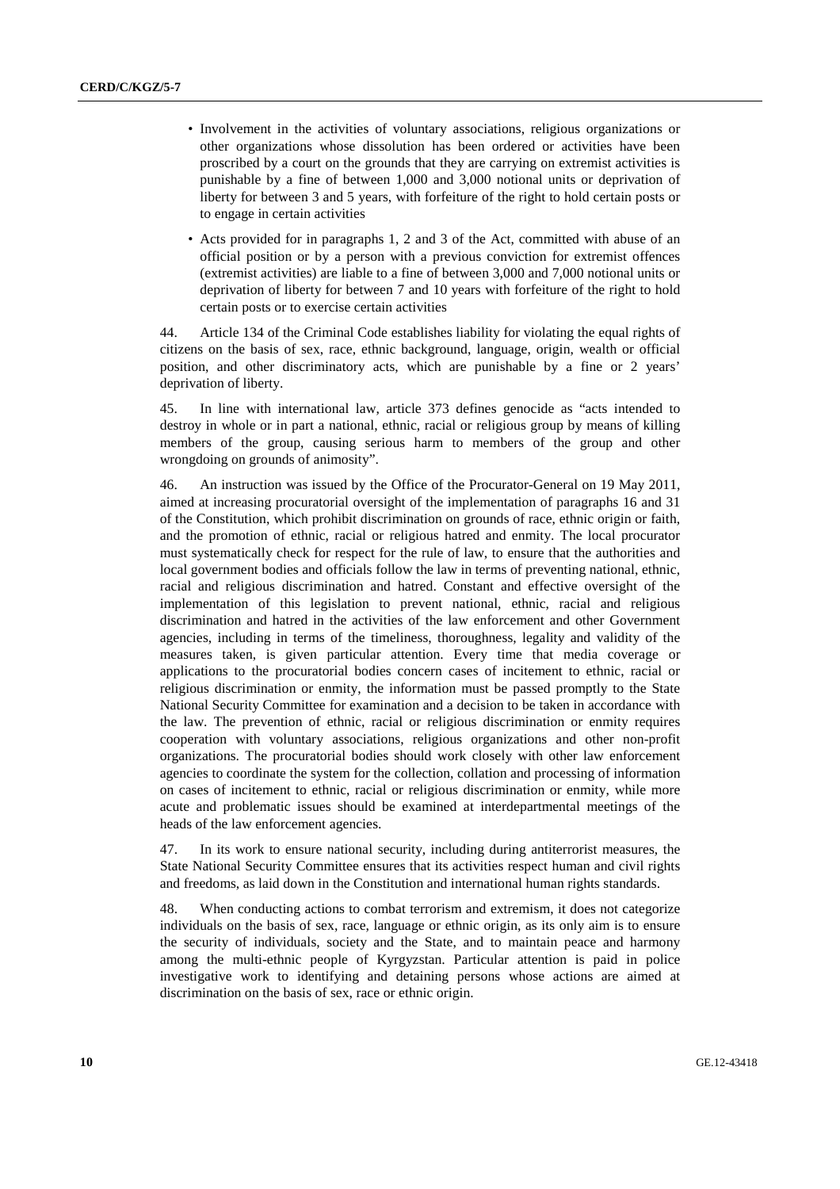- Involvement in the activities of voluntary associations, religious organizations or other organizations whose dissolution has been ordered or activities have been proscribed by a court on the grounds that they are carrying on extremist activities is punishable by a fine of between 1,000 and 3,000 notional units or deprivation of liberty for between 3 and 5 years, with forfeiture of the right to hold certain posts or to engage in certain activities

- Acts provided for in paragraphs 1, 2 and 3 of the Act, committed with abuse of an official position or by a person with a previous conviction for extremist offences (extremist activities) are liable to a fine of between 3,000 and 7,000 notional units or deprivation of liberty for between 7 and 10 years with forfeiture of the right to hold certain posts or to exercise certain activities

44. Article 134 of the Criminal Code establishes liability for violating the equal rights of citizens on the basis of sex, race, ethnic background, language, origin, wealth or official position, and other discriminatory acts, which are punishable by a fine or 2 years' deprivation of liberty.

45. In line with international law, article 373 defines genocide as "acts intended to destroy in whole or in part a national, ethnic, racial or religious group by means of killing members of the group, causing serious harm to members of the group and other wrongdoing on grounds of animosity".

46. An instruction was issued by the Office of the Procurator-General on 19 May 2011, aimed at increasing procuratorial oversight of the implementation of paragraphs 16 and 31 of the Constitution, which prohibit discrimination on grounds of race, ethnic origin or faith, and the promotion of ethnic, racial or religious hatred and enmity. The local procurator must systematically check for respect for the rule of law, to ensure that the authorities and local government bodies and officials follow the law in terms of preventing national, ethnic, racial and religious discrimination and hatred. Constant and effective oversight of the implementation of this legislation to prevent national, ethnic, racial and religious discrimination and hatred in the activities of the law enforcement and other Government agencies, including in terms of the timeliness, thoroughness, legality and validity of the measures taken, is given particular attention. Every time that media coverage or applications to the procuratorial bodies concern cases of incitement to ethnic, racial or religious discrimination or enmity, the information must be passed promptly to the State National Security Committee for examination and a decision to be taken in accordance with the law. The prevention of ethnic, racial or religious discrimination or enmity requires cooperation with voluntary associations, religious organizations and other non-profit organizations. The procuratorial bodies should work closely with other law enforcement agencies to coordinate the system for the collection, collation and processing of information on cases of incitement to ethnic, racial or religious discrimination or enmity, while more acute and problematic issues should be examined at interdepartmental meetings of the heads of the law enforcement agencies.

47. In its work to ensure national security, including during antiterrorist measures, the State National Security Committee ensures that its activities respect human and civil rights and freedoms, as laid down in the Constitution and international human rights standards.

48. When conducting actions to combat terrorism and extremism, it does not categorize individuals on the basis of sex, race, language or ethnic origin, as its only aim is to ensure the security of individuals, society and the State, and to maintain peace and harmony among the multi-ethnic people of Kyrgyzstan. Particular attention is paid in police investigative work to identifying and detaining persons whose actions are aimed at discrimination on the basis of sex, race or ethnic origin.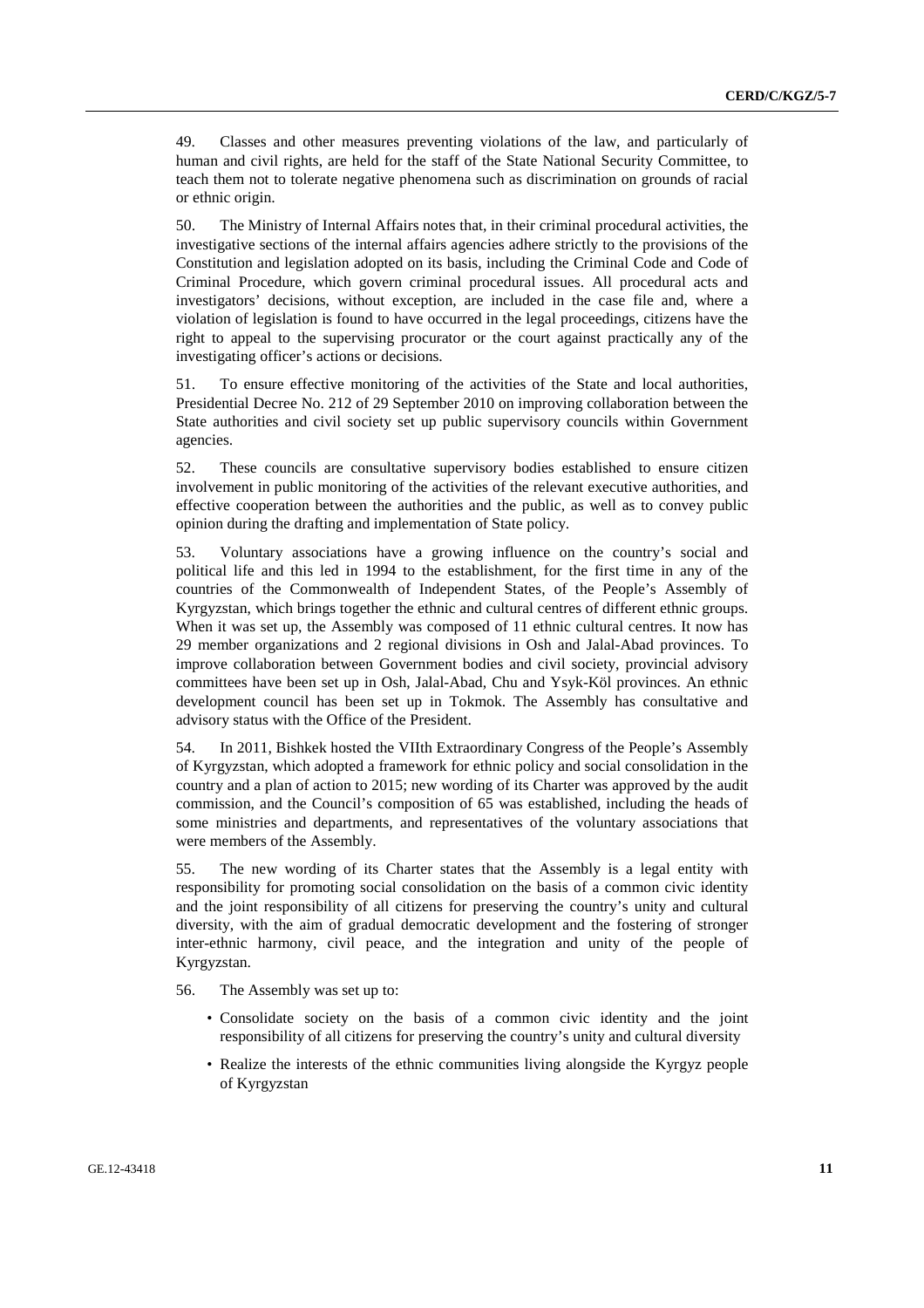49. Classes and other measures preventing violations of the law, and particularly of human and civil rights, are held for the staff of the State National Security Committee, to teach them not to tolerate negative phenomena such as discrimination on grounds of racial or ethnic origin.

50. The Ministry of Internal Affairs notes that, in their criminal procedural activities, the investigative sections of the internal affairs agencies adhere strictly to the provisions of the Constitution and legislation adopted on its basis, including the Criminal Code and Code of Criminal Procedure, which govern criminal procedural issues. All procedural acts and investigators' decisions, without exception, are included in the case file and, where a violation of legislation is found to have occurred in the legal proceedings, citizens have the right to appeal to the supervising procurator or the court against practically any of the investigating officer's actions or decisions.

51. To ensure effective monitoring of the activities of the State and local authorities, Presidential Decree No. 212 of 29 September 2010 on improving collaboration between the State authorities and civil society set up public supervisory councils within Government agencies.

52. These councils are consultative supervisory bodies established to ensure citizen involvement in public monitoring of the activities of the relevant executive authorities, and effective cooperation between the authorities and the public, as well as to convey public opinion during the drafting and implementation of State policy.

53. Voluntary associations have a growing influence on the country's social and political life and this led in 1994 to the establishment, for the first time in any of the countries of the Commonwealth of Independent States, of the People's Assembly of Kyrgyzstan, which brings together the ethnic and cultural centres of different ethnic groups. When it was set up, the Assembly was composed of 11 ethnic cultural centres. It now has 29 member organizations and 2 regional divisions in Osh and Jalal-Abad provinces. To improve collaboration between Government bodies and civil society, provincial advisory committees have been set up in Osh, Jalal-Abad, Chu and Ysyk-Köl provinces. An ethnic development council has been set up in Tokmok. The Assembly has consultative and advisory status with the Office of the President.

54. In 2011, Bishkek hosted the VIIth Extraordinary Congress of the People's Assembly of Kyrgyzstan, which adopted a framework for ethnic policy and social consolidation in the country and a plan of action to 2015; new wording of its Charter was approved by the audit commission, and the Council's composition of 65 was established, including the heads of some ministries and departments, and representatives of the voluntary associations that were members of the Assembly.

55. The new wording of its Charter states that the Assembly is a legal entity with responsibility for promoting social consolidation on the basis of a common civic identity and the joint responsibility of all citizens for preserving the country's unity and cultural diversity, with the aim of gradual democratic development and the fostering of stronger inter-ethnic harmony, civil peace, and the integration and unity of the people of Kyrgyzstan.

56. The Assembly was set up to:

- Consolidate society on the basis of a common civic identity and the joint responsibility of all citizens for preserving the country's unity and cultural diversity
- Realize the interests of the ethnic communities living alongside the Kyrgyz people of Kyrgyzstan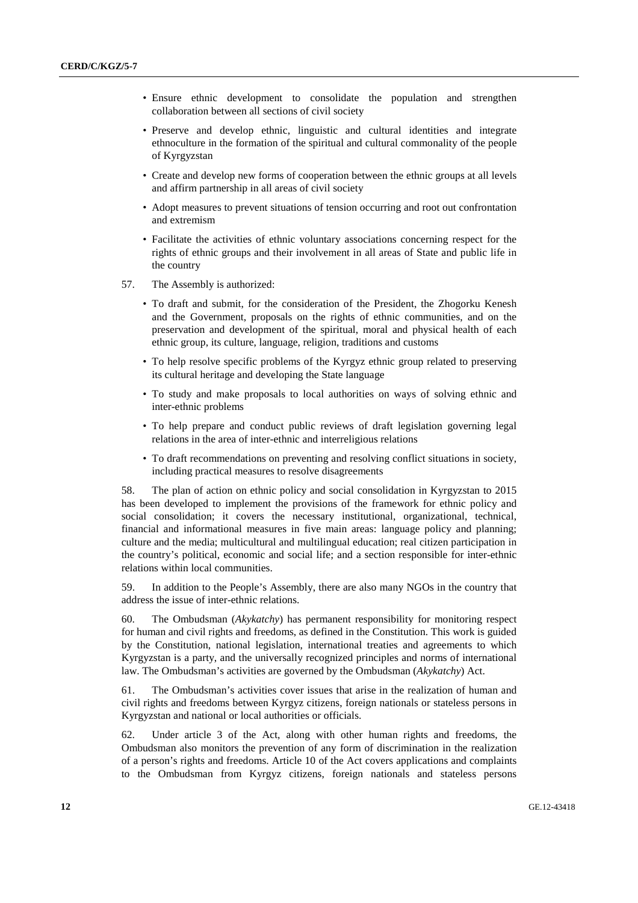- Ensure ethnic development to consolidate the population and strengthen collaboration between all sections of civil society
- Preserve and develop ethnic, linguistic and cultural identities and integrate ethnoculture in the formation of the spiritual and cultural commonality of the people of Kyrgyzstan
- Create and develop new forms of cooperation between the ethnic groups at all levels and affirm partnership in all areas of civil society
- Adopt measures to prevent situations of tension occurring and root out confrontation and extremism
- Facilitate the activities of ethnic voluntary associations concerning respect for the rights of ethnic groups and their involvement in all areas of State and public life in the country

57. The Assembly is authorized:

- To draft and submit, for the consideration of the President, the Zhogorku Kenesh and the Government, proposals on the rights of ethnic communities, and on the preservation and development of the spiritual, moral and physical health of each ethnic group, its culture, language, religion, traditions and customs
- To help resolve specific problems of the Kyrgyz ethnic group related to preserving its cultural heritage and developing the State language
- To study and make proposals to local authorities on ways of solving ethnic and inter-ethnic problems
- To help prepare and conduct public reviews of draft legislation governing legal relations in the area of inter-ethnic and interreligious relations
- To draft recommendations on preventing and resolving conflict situations in society, including practical measures to resolve disagreements

58. The plan of action on ethnic policy and social consolidation in Kyrgyzstan to 2015 has been developed to implement the provisions of the framework for ethnic policy and social consolidation; it covers the necessary institutional, organizational, technical, financial and informational measures in five main areas: language policy and planning; culture and the media; multicultural and multilingual education; real citizen participation in the country's political, economic and social life; and a section responsible for inter-ethnic relations within local communities.

59. In addition to the People's Assembly, there are also many NGOs in the country that address the issue of inter-ethnic relations.

60. The Ombudsman (*Akykatchy*) has permanent responsibility for monitoring respect for human and civil rights and freedoms, as defined in the Constitution. This work is guided by the Constitution, national legislation, international treaties and agreements to which Kyrgyzstan is a party, and the universally recognized principles and norms of international law. The Ombudsman's activities are governed by the Ombudsman (*Akykatchy*) Act.

61. The Ombudsman's activities cover issues that arise in the realization of human and civil rights and freedoms between Kyrgyz citizens, foreign nationals or stateless persons in Kyrgyzstan and national or local authorities or officials.

62. Under article 3 of the Act, along with other human rights and freedoms, the Ombudsman also monitors the prevention of any form of discrimination in the realization of a person's rights and freedoms. Article 10 of the Act covers applications and complaints to the Ombudsman from Kyrgyz citizens, foreign nationals and stateless persons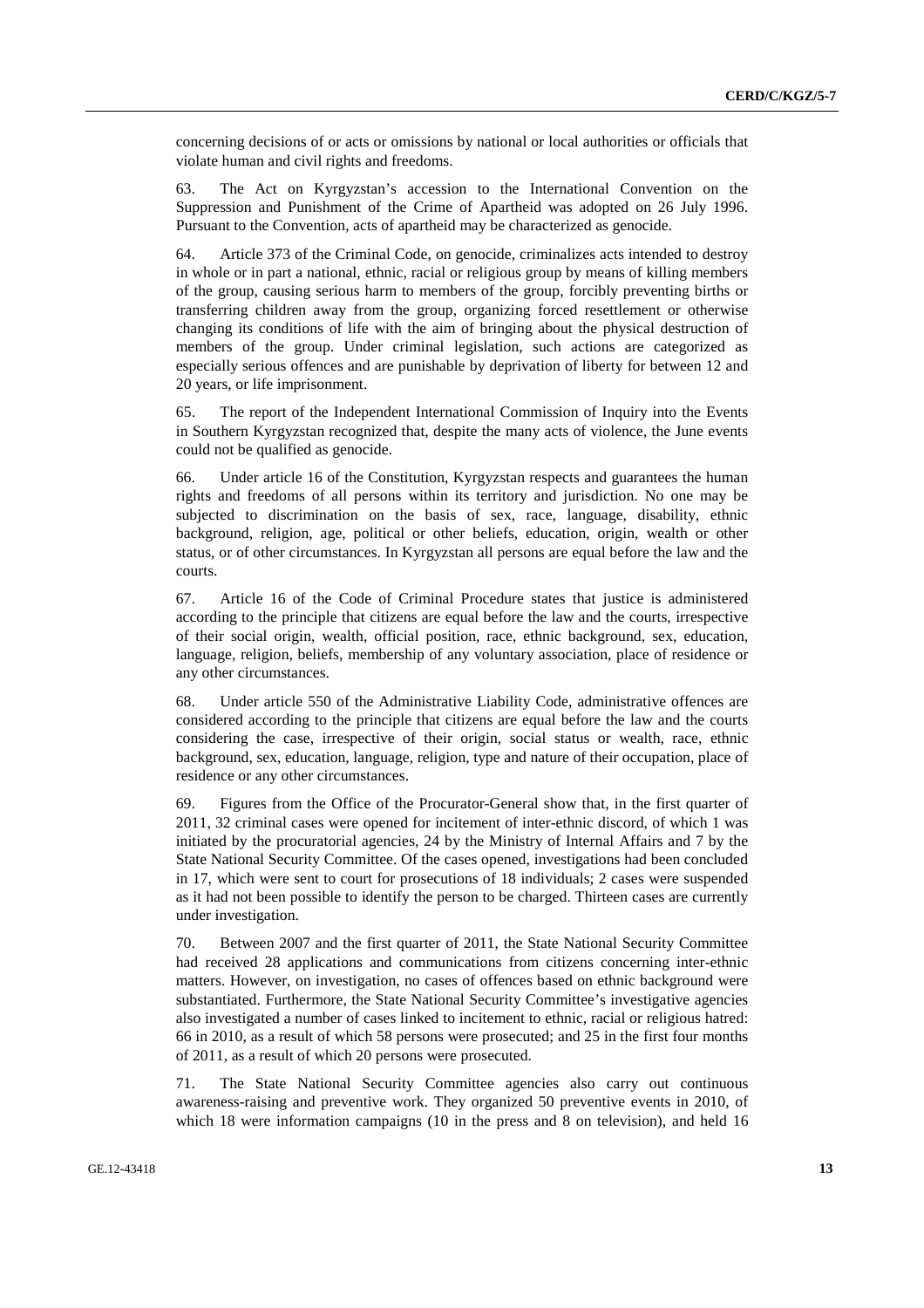concerning decisions of or acts or omissions by national or local authorities or officials that violate human and civil rights and freedoms.

63. The Act on Kyrgyzstan's accession to the International Convention on the Suppression and Punishment of the Crime of Apartheid was adopted on 26 July 1996. Pursuant to the Convention, acts of apartheid may be characterized as genocide.

64. Article 373 of the Criminal Code, on genocide, criminalizes acts intended to destroy in whole or in part a national, ethnic, racial or religious group by means of killing members of the group, causing serious harm to members of the group, forcibly preventing births or transferring children away from the group, organizing forced resettlement or otherwise changing its conditions of life with the aim of bringing about the physical destruction of members of the group. Under criminal legislation, such actions are categorized as especially serious offences and are punishable by deprivation of liberty for between 12 and 20 years, or life imprisonment.

65. The report of the Independent International Commission of Inquiry into the Events in Southern Kyrgyzstan recognized that, despite the many acts of violence, the June events could not be qualified as genocide.

66. Under article 16 of the Constitution, Kyrgyzstan respects and guarantees the human rights and freedoms of all persons within its territory and jurisdiction. No one may be subjected to discrimination on the basis of sex, race, language, disability, ethnic background, religion, age, political or other beliefs, education, origin, wealth or other status, or of other circumstances. In Kyrgyzstan all persons are equal before the law and the courts.

67. Article 16 of the Code of Criminal Procedure states that justice is administered according to the principle that citizens are equal before the law and the courts, irrespective of their social origin, wealth, official position, race, ethnic background, sex, education, language, religion, beliefs, membership of any voluntary association, place of residence or any other circumstances.

68. Under article 550 of the Administrative Liability Code, administrative offences are considered according to the principle that citizens are equal before the law and the courts considering the case, irrespective of their origin, social status or wealth, race, ethnic background, sex, education, language, religion, type and nature of their occupation, place of residence or any other circumstances.

69. Figures from the Office of the Procurator-General show that, in the first quarter of 2011, 32 criminal cases were opened for incitement of inter-ethnic discord, of which 1 was initiated by the procuratorial agencies, 24 by the Ministry of Internal Affairs and 7 by the State National Security Committee. Of the cases opened, investigations had been concluded in 17, which were sent to court for prosecutions of 18 individuals; 2 cases were suspended as it had not been possible to identify the person to be charged. Thirteen cases are currently under investigation.

70. Between 2007 and the first quarter of 2011, the State National Security Committee had received 28 applications and communications from citizens concerning inter-ethnic matters. However, on investigation, no cases of offences based on ethnic background were substantiated. Furthermore, the State National Security Committee's investigative agencies also investigated a number of cases linked to incitement to ethnic, racial or religious hatred: 66 in 2010, as a result of which 58 persons were prosecuted; and 25 in the first four months of 2011, as a result of which 20 persons were prosecuted.

71. The State National Security Committee agencies also carry out continuous awareness-raising and preventive work. They organized 50 preventive events in 2010, of which 18 were information campaigns (10 in the press and 8 on television), and held 16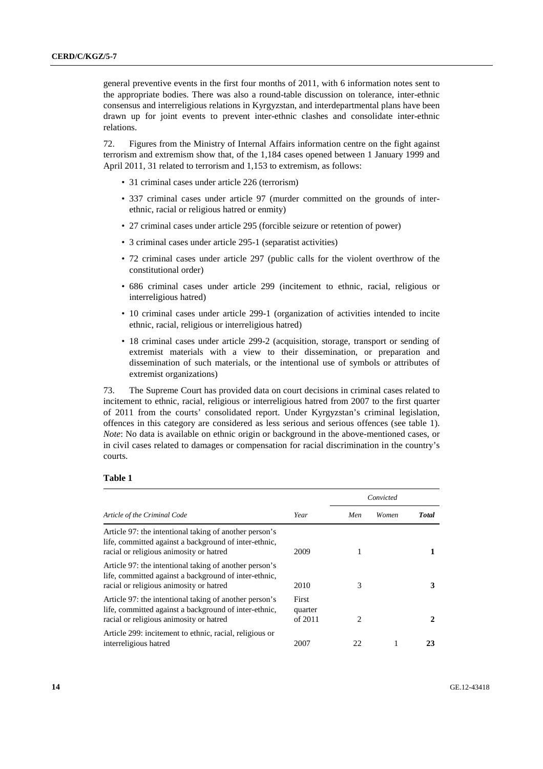general preventive events in the first four months of 2011, with 6 information notes sent to the appropriate bodies. There was also a round-table discussion on tolerance, inter-ethnic consensus and interreligious relations in Kyrgyzstan, and interdepartmental plans have been drawn up for joint events to prevent inter-ethnic clashes and consolidate inter-ethnic relations.

72. Figures from the Ministry of Internal Affairs information centre on the fight against terrorism and extremism show that, of the 1,184 cases opened between 1 January 1999 and April 2011, 31 related to terrorism and 1,153 to extremism, as follows:

- 31 criminal cases under article 226 (terrorism)
- 337 criminal cases under article 97 (murder committed on the grounds of inter-ethnic, racial or religious hatred or enmity)
- 27 criminal cases under article 295 (forcible seizure or retention of power)
- 3 criminal cases under article 295-1 (separatist activities)
- 72 criminal cases under article 297 (public calls for the violent overthrow of the constitutional order)
- 686 criminal cases under article 299 (incitement to ethnic, racial, religious or interreligious hatred)
- 10 criminal cases under article 299-1 (organization of activities intended to incite ethnic, racial, religious or interreligious hatred)
- 18 criminal cases under article 299-2 (acquisition, storage, transport or sending of extremist materials with a view to their dissemination, or preparation and dissemination of such materials, or the intentional use of symbols or attributes of extremist organizations)

73. The Supreme Court has provided data on court decisions in criminal cases related to incitement to ethnic, racial, religious or interreligious hatred from 2007 to the first quarter of 2011 from the courts' consolidated report. Under Kyrgyzstan's criminal legislation, offences in this category are considered as less serious and serious offences (see table 1). *Note*: No data is available on ethnic origin or background in the above-mentioned cases, or in civil cases related to damages or compensation for racial discrimination in the country's courts.

**Table 1**

| | | *Convicted* | | |
|---|---|---|---|---|
| *Article of the Criminal Code* | *Year* | *Men* | *Women* | ***Total*** |
| Article 97: the intentional taking of another person's life, committed against a background of inter-ethnic, racial or religious animosity or hatred | 2009 | 1 | | **1** |
| Article 97: the intentional taking of another person's life, committed against a background of inter-ethnic, racial or religious animosity or hatred | 2010 | 3 | | **3** |
| Article 97: the intentional taking of another person's life, committed against a background of inter-ethnic, racial or religious animosity or hatred | First quarter of 2011 | 2 | | **2** |
| Article 299: incitement to ethnic, racial, religious or interreligious hatred | 2007 | 22 | 1 | **23** |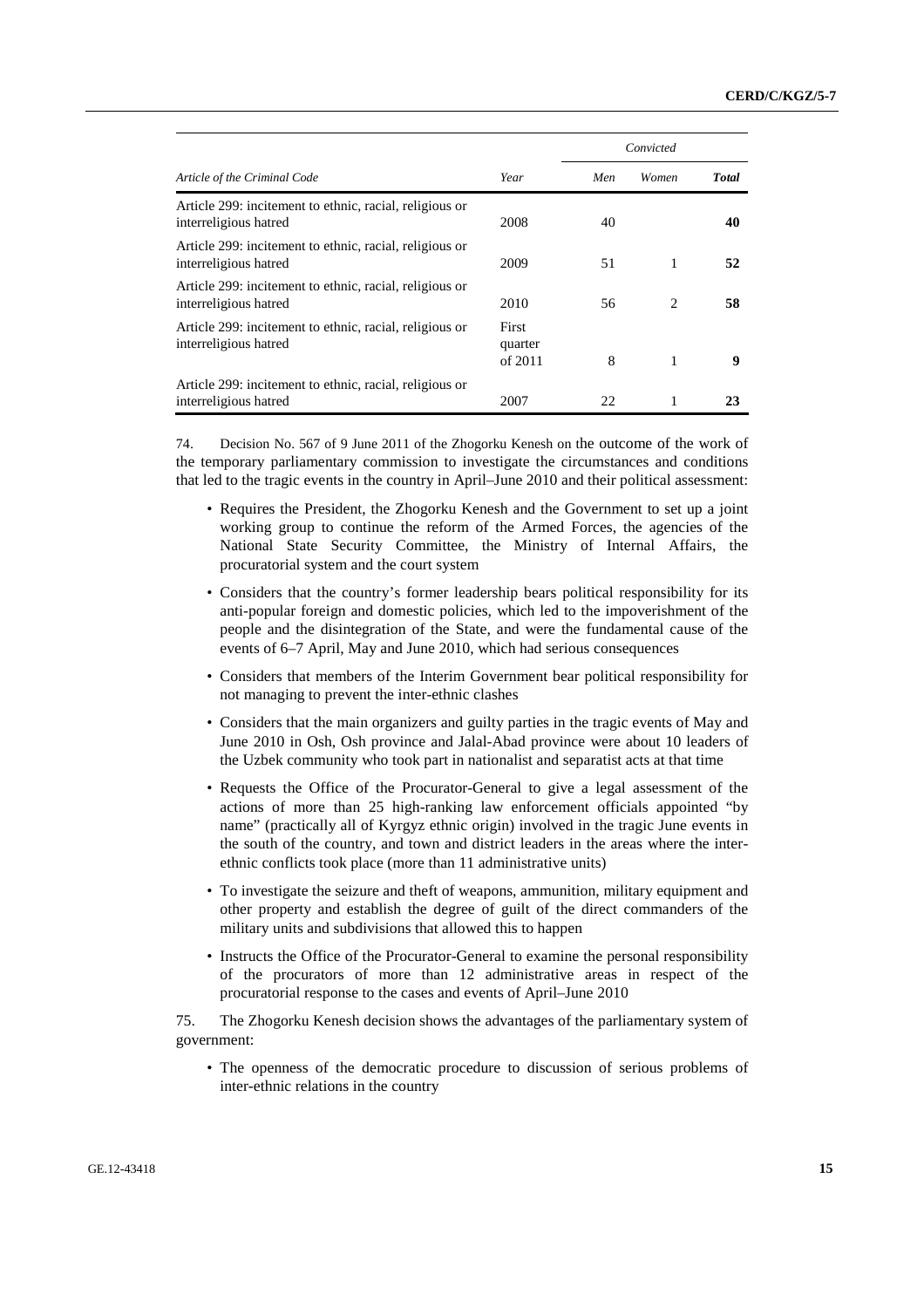| Article of the Criminal Code | Year | Convicted | | |
|---|---|---|---|---|
| | | Men | Women | **Total** |
| Article 299: incitement to ethnic, racial, religious or interreligious hatred | 2008 | 40 | | **40** |
| Article 299: incitement to ethnic, racial, religious or interreligious hatred | 2009 | 51 | 1 | **52** |
| Article 299: incitement to ethnic, racial, religious or interreligious hatred | 2010 | 56 | 2 | **58** |
| Article 299: incitement to ethnic, racial, religious or interreligious hatred | First quarter of 2011 | 8 | 1 | **9** |
| Article 299: incitement to ethnic, racial, religious or interreligious hatred | 2007 | 22 | 1 | **23** |

74. Decision No. 567 of 9 June 2011 of the Zhogorku Kenesh on the outcome of the work of the temporary parliamentary commission to investigate the circumstances and conditions that led to the tragic events in the country in April–June 2010 and their political assessment:

- Requires the President, the Zhogorku Kenesh and the Government to set up a joint working group to continue the reform of the Armed Forces, the agencies of the National State Security Committee, the Ministry of Internal Affairs, the procuratorial system and the court system
- Considers that the country's former leadership bears political responsibility for its anti-popular foreign and domestic policies, which led to the impoverishment of the people and the disintegration of the State, and were the fundamental cause of the events of 6–7 April, May and June 2010, which had serious consequences
- Considers that members of the Interim Government bear political responsibility for not managing to prevent the inter-ethnic clashes
- Considers that the main organizers and guilty parties in the tragic events of May and June 2010 in Osh, Osh province and Jalal-Abad province were about 10 leaders of the Uzbek community who took part in nationalist and separatist acts at that time
- Requests the Office of the Procurator-General to give a legal assessment of the actions of more than 25 high-ranking law enforcement officials appointed "by name" (practically all of Kyrgyz ethnic origin) involved in the tragic June events in the south of the country, and town and district leaders in the areas where the inter-ethnic conflicts took place (more than 11 administrative units)
- To investigate the seizure and theft of weapons, ammunition, military equipment and other property and establish the degree of guilt of the direct commanders of the military units and subdivisions that allowed this to happen
- Instructs the Office of the Procurator-General to examine the personal responsibility of the procurators of more than 12 administrative areas in respect of the procuratorial response to the cases and events of April–June 2010

75. The Zhogorku Kenesh decision shows the advantages of the parliamentary system of government:

- The openness of the democratic procedure to discussion of serious problems of inter-ethnic relations in the country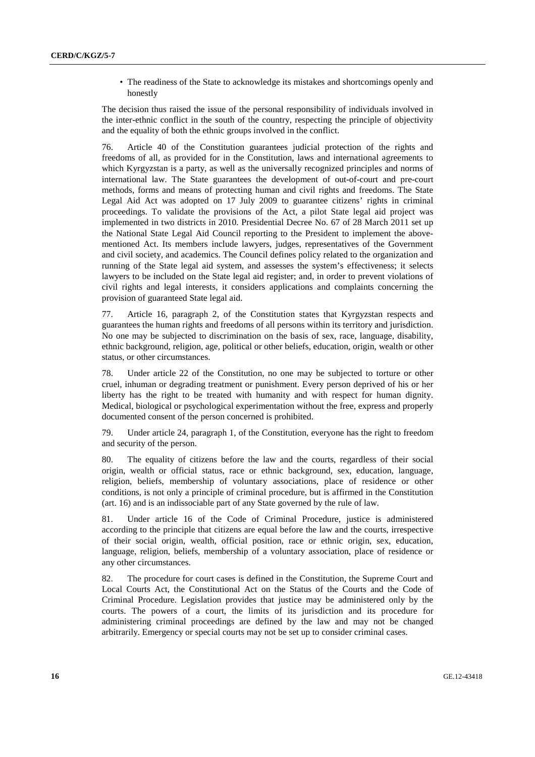- The readiness of the State to acknowledge its mistakes and shortcomings openly and honestly

The decision thus raised the issue of the personal responsibility of individuals involved in the inter-ethnic conflict in the south of the country, respecting the principle of objectivity and the equality of both the ethnic groups involved in the conflict.

76. Article 40 of the Constitution guarantees judicial protection of the rights and freedoms of all, as provided for in the Constitution, laws and international agreements to which Kyrgyzstan is a party, as well as the universally recognized principles and norms of international law. The State guarantees the development of out-of-court and pre-court methods, forms and means of protecting human and civil rights and freedoms. The State Legal Aid Act was adopted on 17 July 2009 to guarantee citizens' rights in criminal proceedings. To validate the provisions of the Act, a pilot State legal aid project was implemented in two districts in 2010. Presidential Decree No. 67 of 28 March 2011 set up the National State Legal Aid Council reporting to the President to implement the above-mentioned Act. Its members include lawyers, judges, representatives of the Government and civil society, and academics. The Council defines policy related to the organization and running of the State legal aid system, and assesses the system's effectiveness; it selects lawyers to be included on the State legal aid register; and, in order to prevent violations of civil rights and legal interests, it considers applications and complaints concerning the provision of guaranteed State legal aid.

77. Article 16, paragraph 2, of the Constitution states that Kyrgyzstan respects and guarantees the human rights and freedoms of all persons within its territory and jurisdiction. No one may be subjected to discrimination on the basis of sex, race, language, disability, ethnic background, religion, age, political or other beliefs, education, origin, wealth or other status, or other circumstances.

78. Under article 22 of the Constitution, no one may be subjected to torture or other cruel, inhuman or degrading treatment or punishment. Every person deprived of his or her liberty has the right to be treated with humanity and with respect for human dignity. Medical, biological or psychological experimentation without the free, express and properly documented consent of the person concerned is prohibited.

79. Under article 24, paragraph 1, of the Constitution, everyone has the right to freedom and security of the person.

80. The equality of citizens before the law and the courts, regardless of their social origin, wealth or official status, race or ethnic background, sex, education, language, religion, beliefs, membership of voluntary associations, place of residence or other conditions, is not only a principle of criminal procedure, but is affirmed in the Constitution (art. 16) and is an indissociable part of any State governed by the rule of law.

81. Under article 16 of the Code of Criminal Procedure, justice is administered according to the principle that citizens are equal before the law and the courts, irrespective of their social origin, wealth, official position, race or ethnic origin, sex, education, language, religion, beliefs, membership of a voluntary association, place of residence or any other circumstances.

82. The procedure for court cases is defined in the Constitution, the Supreme Court and Local Courts Act, the Constitutional Act on the Status of the Courts and the Code of Criminal Procedure. Legislation provides that justice may be administered only by the courts. The powers of a court, the limits of its jurisdiction and its procedure for administering criminal proceedings are defined by the law and may not be changed arbitrarily. Emergency or special courts may not be set up to consider criminal cases.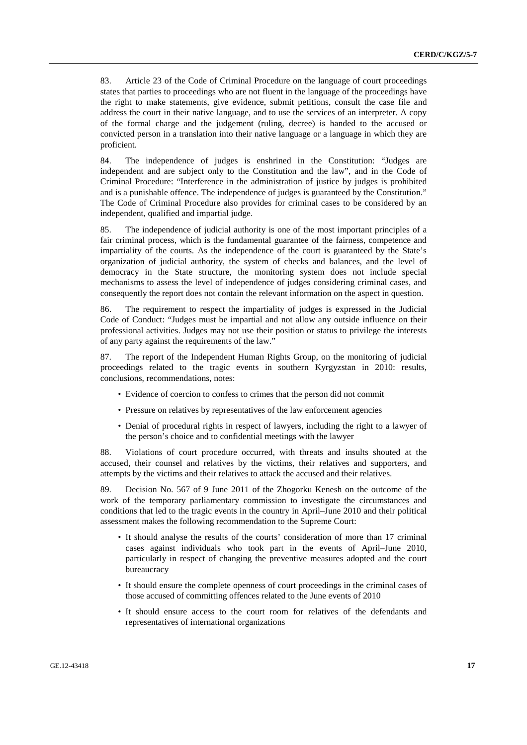83. Article 23 of the Code of Criminal Procedure on the language of court proceedings states that parties to proceedings who are not fluent in the language of the proceedings have the right to make statements, give evidence, submit petitions, consult the case file and address the court in their native language, and to use the services of an interpreter. A copy of the formal charge and the judgement (ruling, decree) is handed to the accused or convicted person in a translation into their native language or a language in which they are proficient.

84. The independence of judges is enshrined in the Constitution: "Judges are independent and are subject only to the Constitution and the law", and in the Code of Criminal Procedure: "Interference in the administration of justice by judges is prohibited and is a punishable offence. The independence of judges is guaranteed by the Constitution." The Code of Criminal Procedure also provides for criminal cases to be considered by an independent, qualified and impartial judge.

85. The independence of judicial authority is one of the most important principles of a fair criminal process, which is the fundamental guarantee of the fairness, competence and impartiality of the courts. As the independence of the court is guaranteed by the State's organization of judicial authority, the system of checks and balances, and the level of democracy in the State structure, the monitoring system does not include special mechanisms to assess the level of independence of judges considering criminal cases, and consequently the report does not contain the relevant information on the aspect in question.

86. The requirement to respect the impartiality of judges is expressed in the Judicial Code of Conduct: "Judges must be impartial and not allow any outside influence on their professional activities. Judges may not use their position or status to privilege the interests of any party against the requirements of the law."

87. The report of the Independent Human Rights Group, on the monitoring of judicial proceedings related to the tragic events in southern Kyrgyzstan in 2010: results, conclusions, recommendations, notes:

- Evidence of coercion to confess to crimes that the person did not commit
- Pressure on relatives by representatives of the law enforcement agencies
- Denial of procedural rights in respect of lawyers, including the right to a lawyer of the person's choice and to confidential meetings with the lawyer

88. Violations of court procedure occurred, with threats and insults shouted at the accused, their counsel and relatives by the victims, their relatives and supporters, and attempts by the victims and their relatives to attack the accused and their relatives.

89. Decision No. 567 of 9 June 2011 of the Zhogorku Kenesh on the outcome of the work of the temporary parliamentary commission to investigate the circumstances and conditions that led to the tragic events in the country in April–June 2010 and their political assessment makes the following recommendation to the Supreme Court:

- It should analyse the results of the courts' consideration of more than 17 criminal cases against individuals who took part in the events of April–June 2010, particularly in respect of changing the preventive measures adopted and the court bureaucracy
- It should ensure the complete openness of court proceedings in the criminal cases of those accused of committing offences related to the June events of 2010
- It should ensure access to the court room for relatives of the defendants and representatives of international organizations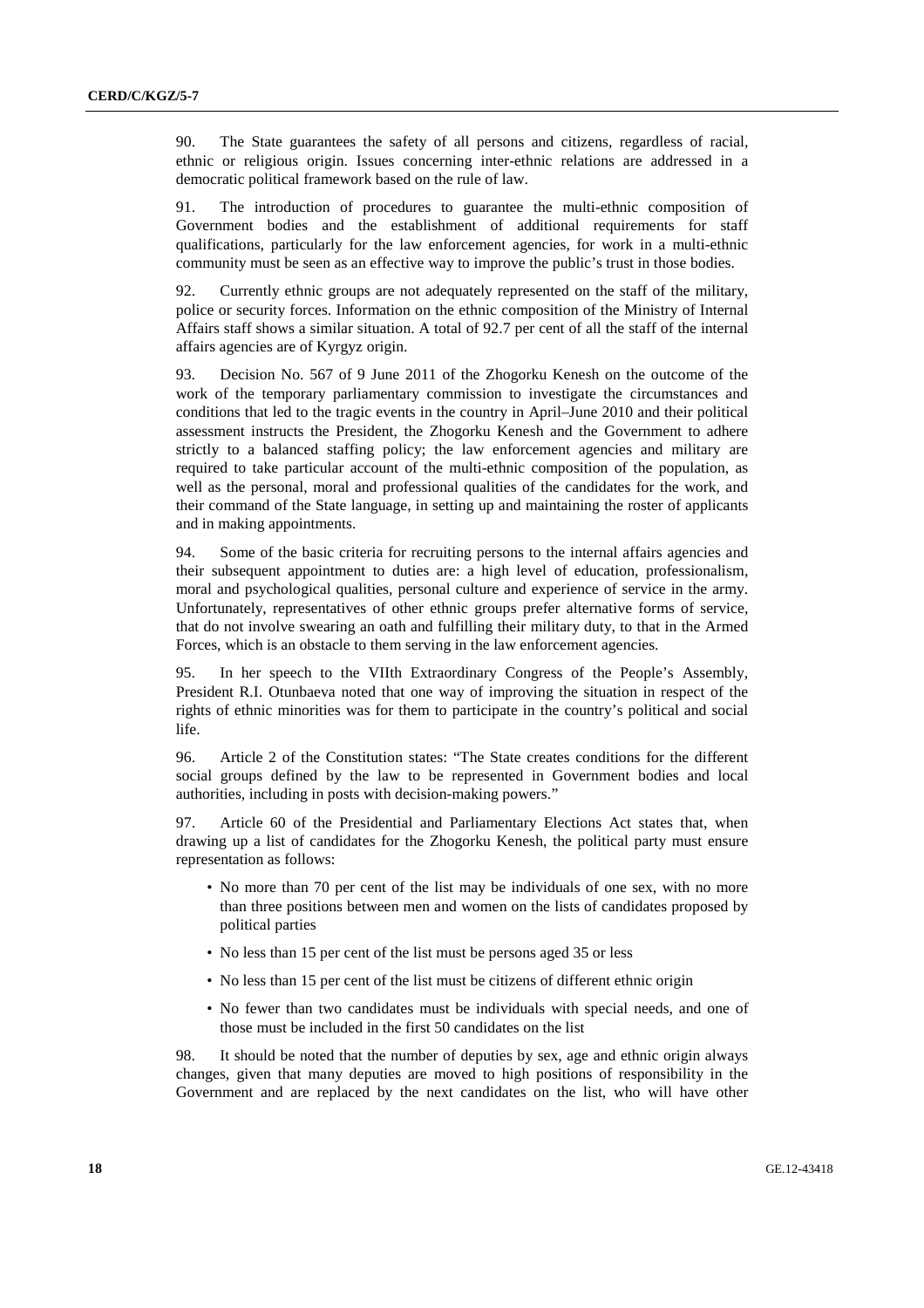90. The State guarantees the safety of all persons and citizens, regardless of racial, ethnic or religious origin. Issues concerning inter-ethnic relations are addressed in a democratic political framework based on the rule of law.

91. The introduction of procedures to guarantee the multi-ethnic composition of Government bodies and the establishment of additional requirements for staff qualifications, particularly for the law enforcement agencies, for work in a multi-ethnic community must be seen as an effective way to improve the public's trust in those bodies.

92. Currently ethnic groups are not adequately represented on the staff of the military, police or security forces. Information on the ethnic composition of the Ministry of Internal Affairs staff shows a similar situation. A total of 92.7 per cent of all the staff of the internal affairs agencies are of Kyrgyz origin.

93. Decision No. 567 of 9 June 2011 of the Zhogorku Kenesh on the outcome of the work of the temporary parliamentary commission to investigate the circumstances and conditions that led to the tragic events in the country in April–June 2010 and their political assessment instructs the President, the Zhogorku Kenesh and the Government to adhere strictly to a balanced staffing policy; the law enforcement agencies and military are required to take particular account of the multi-ethnic composition of the population, as well as the personal, moral and professional qualities of the candidates for the work, and their command of the State language, in setting up and maintaining the roster of applicants and in making appointments.

94. Some of the basic criteria for recruiting persons to the internal affairs agencies and their subsequent appointment to duties are: a high level of education, professionalism, moral and psychological qualities, personal culture and experience of service in the army. Unfortunately, representatives of other ethnic groups prefer alternative forms of service, that do not involve swearing an oath and fulfilling their military duty, to that in the Armed Forces, which is an obstacle to them serving in the law enforcement agencies.

95. In her speech to the VIIth Extraordinary Congress of the People's Assembly, President R.I. Otunbaeva noted that one way of improving the situation in respect of the rights of ethnic minorities was for them to participate in the country's political and social life.

96. Article 2 of the Constitution states: "The State creates conditions for the different social groups defined by the law to be represented in Government bodies and local authorities, including in posts with decision-making powers."

97. Article 60 of the Presidential and Parliamentary Elections Act states that, when drawing up a list of candidates for the Zhogorku Kenesh, the political party must ensure representation as follows:

- No more than 70 per cent of the list may be individuals of one sex, with no more than three positions between men and women on the lists of candidates proposed by political parties
- No less than 15 per cent of the list must be persons aged 35 or less
- No less than 15 per cent of the list must be citizens of different ethnic origin
- No fewer than two candidates must be individuals with special needs, and one of those must be included in the first 50 candidates on the list

98. It should be noted that the number of deputies by sex, age and ethnic origin always changes, given that many deputies are moved to high positions of responsibility in the Government and are replaced by the next candidates on the list, who will have other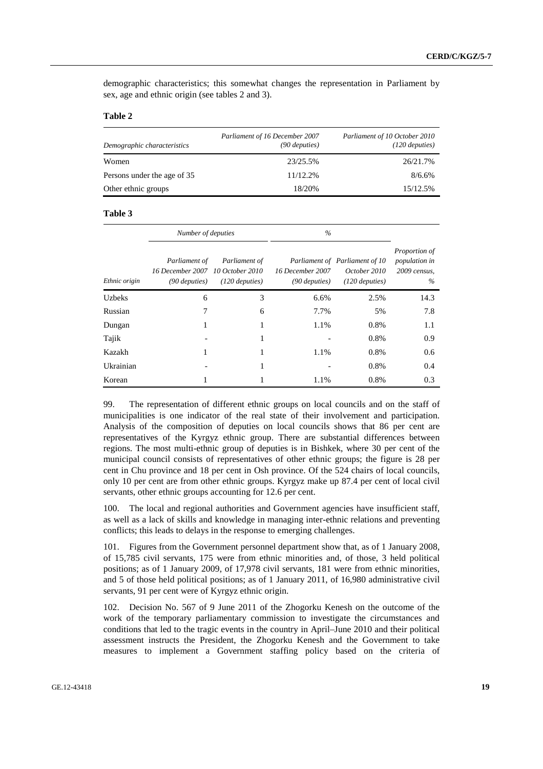demographic characteristics; this somewhat changes the representation in Parliament by sex, age and ethnic origin (see tables 2 and 3).

**Table 2**

| *Demographic characteristics* | *Parliament of 16 December 2007 (90 deputies)* | *Parliament of 10 October 2010 (120 deputies)* |
|---|---|---|
| Women | 23/25.5% | 26/21.7% |
| Persons under the age of 35 | 11/12.2% | 8/6.6% |
| Other ethnic groups | 18/20% | 15/12.5% |

**Table 3**

| | *Number of deputies* | | *%* | | |
|---|---|---|---|---|---|
| *Ethnic origin* | *Parliament of 16 December 2007 (90 deputies)* | *Parliament of 10 October 2010 (120 deputies)* | *Parliament of 16 December 2007 (90 deputies)* | *Parliament of 10 October 2010 (120 deputies)* | *Proportion of population in 2009 census, %* |
| Uzbeks | 6 | 3 | 6.6% | 2.5% | 14.3 |
| Russian | 7 | 6 | 7.7% | 5% | 7.8 |
| Dungan | 1 | 1 | 1.1% | 0.8% | 1.1 |
| Tajik | - | 1 | - | 0.8% | 0.9 |
| Kazakh | 1 | 1 | 1.1% | 0.8% | 0.6 |
| Ukrainian | - | 1 | - | 0.8% | 0.4 |
| Korean | 1 | 1 | 1.1% | 0.8% | 0.3 |

99. The representation of different ethnic groups on local councils and on the staff of municipalities is one indicator of the real state of their involvement and participation. Analysis of the composition of deputies on local councils shows that 86 per cent are representatives of the Kyrgyz ethnic group. There are substantial differences between regions. The most multi-ethnic group of deputies is in Bishkek, where 30 per cent of the municipal council consists of representatives of other ethnic groups; the figure is 28 per cent in Chu province and 18 per cent in Osh province. Of the 524 chairs of local councils, only 10 per cent are from other ethnic groups. Kyrgyz make up 87.4 per cent of local civil servants, other ethnic groups accounting for 12.6 per cent.

100. The local and regional authorities and Government agencies have insufficient staff, as well as a lack of skills and knowledge in managing inter-ethnic relations and preventing conflicts; this leads to delays in the response to emerging challenges.

101. Figures from the Government personnel department show that, as of 1 January 2008, of 15,785 civil servants, 175 were from ethnic minorities and, of those, 3 held political positions; as of 1 January 2009, of 17,978 civil servants, 181 were from ethnic minorities, and 5 of those held political positions; as of 1 January 2011, of 16,980 administrative civil servants, 91 per cent were of Kyrgyz ethnic origin.

102. Decision No. 567 of 9 June 2011 of the Zhogorku Kenesh on the outcome of the work of the temporary parliamentary commission to investigate the circumstances and conditions that led to the tragic events in the country in April–June 2010 and their political assessment instructs the President, the Zhogorku Kenesh and the Government to take measures to implement a Government staffing policy based on the criteria of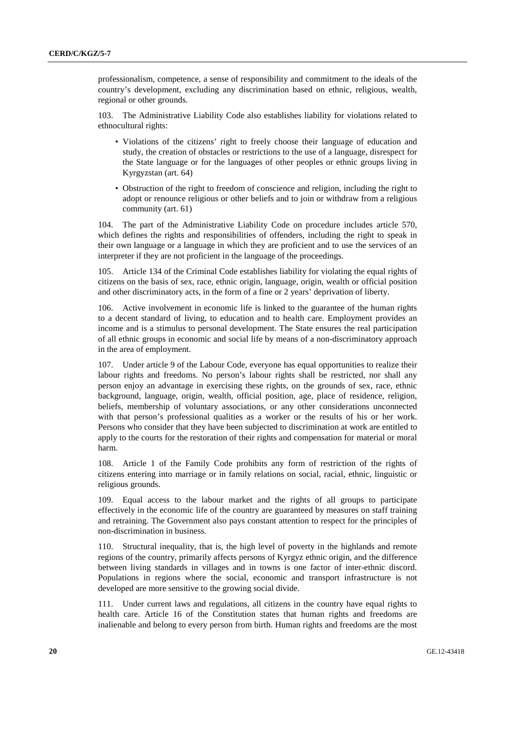professionalism, competence, a sense of responsibility and commitment to the ideals of the country's development, excluding any discrimination based on ethnic, religious, wealth, regional or other grounds.

103. The Administrative Liability Code also establishes liability for violations related to ethnocultural rights:

- Violations of the citizens' right to freely choose their language of education and study, the creation of obstacles or restrictions to the use of a language, disrespect for the State language or for the languages of other peoples or ethnic groups living in Kyrgyzstan (art. 64)
- Obstruction of the right to freedom of conscience and religion, including the right to adopt or renounce religious or other beliefs and to join or withdraw from a religious community (art. 61)

104. The part of the Administrative Liability Code on procedure includes article 570, which defines the rights and responsibilities of offenders, including the right to speak in their own language or a language in which they are proficient and to use the services of an interpreter if they are not proficient in the language of the proceedings.

105. Article 134 of the Criminal Code establishes liability for violating the equal rights of citizens on the basis of sex, race, ethnic origin, language, origin, wealth or official position and other discriminatory acts, in the form of a fine or 2 years' deprivation of liberty.

106. Active involvement in economic life is linked to the guarantee of the human rights to a decent standard of living, to education and to health care. Employment provides an income and is a stimulus to personal development. The State ensures the real participation of all ethnic groups in economic and social life by means of a non-discriminatory approach in the area of employment.

107. Under article 9 of the Labour Code, everyone has equal opportunities to realize their labour rights and freedoms. No person's labour rights shall be restricted, nor shall any person enjoy an advantage in exercising these rights, on the grounds of sex, race, ethnic background, language, origin, wealth, official position, age, place of residence, religion, beliefs, membership of voluntary associations, or any other considerations unconnected with that person's professional qualities as a worker or the results of his or her work. Persons who consider that they have been subjected to discrimination at work are entitled to apply to the courts for the restoration of their rights and compensation for material or moral harm.

108. Article 1 of the Family Code prohibits any form of restriction of the rights of citizens entering into marriage or in family relations on social, racial, ethnic, linguistic or religious grounds.

109. Equal access to the labour market and the rights of all groups to participate effectively in the economic life of the country are guaranteed by measures on staff training and retraining. The Government also pays constant attention to respect for the principles of non-discrimination in business.

110. Structural inequality, that is, the high level of poverty in the highlands and remote regions of the country, primarily affects persons of Kyrgyz ethnic origin, and the difference between living standards in villages and in towns is one factor of inter-ethnic discord. Populations in regions where the social, economic and transport infrastructure is not developed are more sensitive to the growing social divide.

111. Under current laws and regulations, all citizens in the country have equal rights to health care. Article 16 of the Constitution states that human rights and freedoms are inalienable and belong to every person from birth. Human rights and freedoms are the most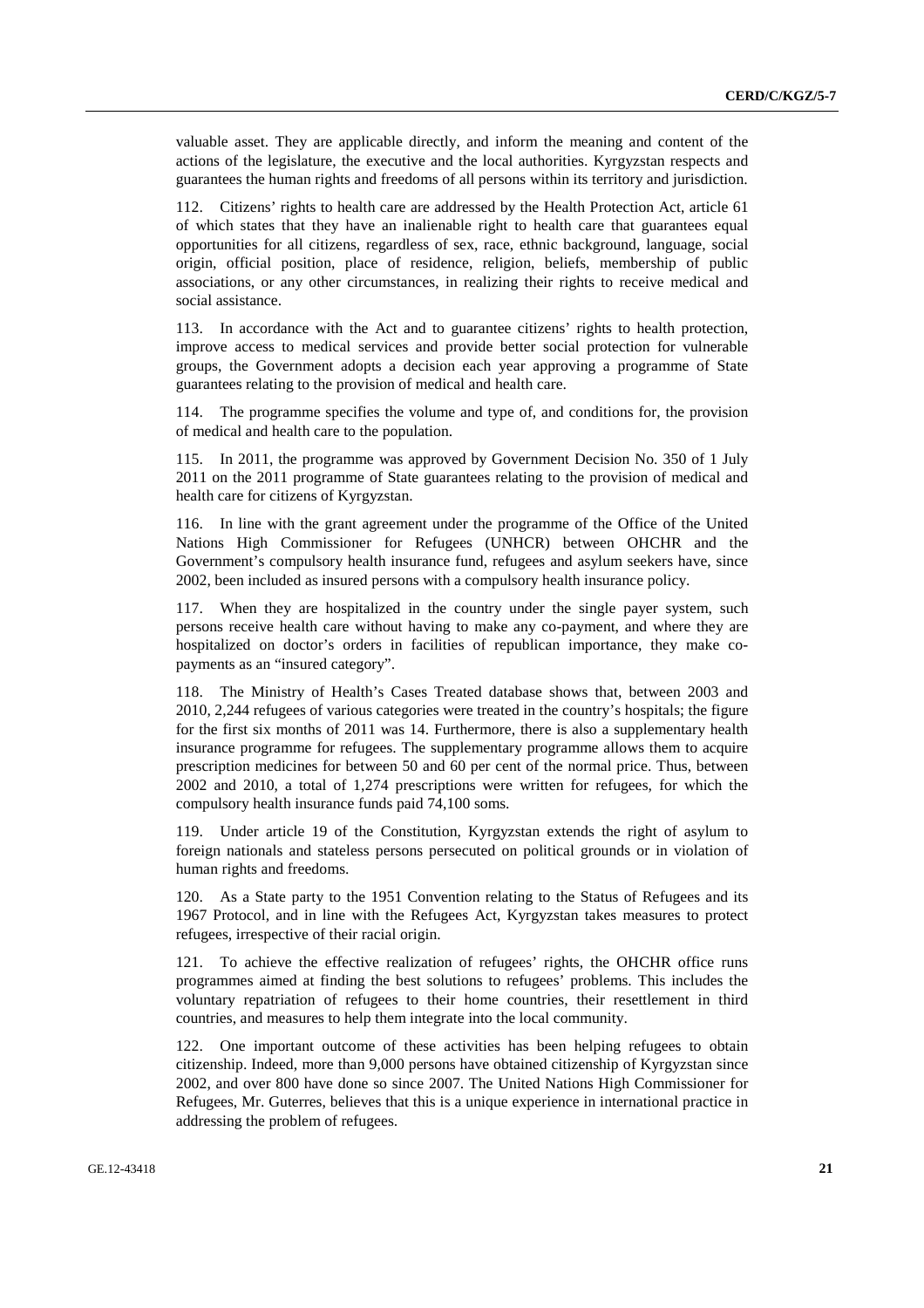valuable asset. They are applicable directly, and inform the meaning and content of the actions of the legislature, the executive and the local authorities. Kyrgyzstan respects and guarantees the human rights and freedoms of all persons within its territory and jurisdiction.

112. Citizens' rights to health care are addressed by the Health Protection Act, article 61 of which states that they have an inalienable right to health care that guarantees equal opportunities for all citizens, regardless of sex, race, ethnic background, language, social origin, official position, place of residence, religion, beliefs, membership of public associations, or any other circumstances, in realizing their rights to receive medical and social assistance.

113. In accordance with the Act and to guarantee citizens' rights to health protection, improve access to medical services and provide better social protection for vulnerable groups, the Government adopts a decision each year approving a programme of State guarantees relating to the provision of medical and health care.

114. The programme specifies the volume and type of, and conditions for, the provision of medical and health care to the population.

115. In 2011, the programme was approved by Government Decision No. 350 of 1 July 2011 on the 2011 programme of State guarantees relating to the provision of medical and health care for citizens of Kyrgyzstan.

116. In line with the grant agreement under the programme of the Office of the United Nations High Commissioner for Refugees (UNHCR) between OHCHR and the Government's compulsory health insurance fund, refugees and asylum seekers have, since 2002, been included as insured persons with a compulsory health insurance policy.

117. When they are hospitalized in the country under the single payer system, such persons receive health care without having to make any co-payment, and where they are hospitalized on doctor's orders in facilities of republican importance, they make co-payments as an "insured category".

118. The Ministry of Health's Cases Treated database shows that, between 2003 and 2010, 2,244 refugees of various categories were treated in the country's hospitals; the figure for the first six months of 2011 was 14. Furthermore, there is also a supplementary health insurance programme for refugees. The supplementary programme allows them to acquire prescription medicines for between 50 and 60 per cent of the normal price. Thus, between 2002 and 2010, a total of 1,274 prescriptions were written for refugees, for which the compulsory health insurance funds paid 74,100 soms.

119. Under article 19 of the Constitution, Kyrgyzstan extends the right of asylum to foreign nationals and stateless persons persecuted on political grounds or in violation of human rights and freedoms.

120. As a State party to the 1951 Convention relating to the Status of Refugees and its 1967 Protocol, and in line with the Refugees Act, Kyrgyzstan takes measures to protect refugees, irrespective of their racial origin.

121. To achieve the effective realization of refugees' rights, the OHCHR office runs programmes aimed at finding the best solutions to refugees' problems. This includes the voluntary repatriation of refugees to their home countries, their resettlement in third countries, and measures to help them integrate into the local community.

122. One important outcome of these activities has been helping refugees to obtain citizenship. Indeed, more than 9,000 persons have obtained citizenship of Kyrgyzstan since 2002, and over 800 have done so since 2007. The United Nations High Commissioner for Refugees, Mr. Guterres, believes that this is a unique experience in international practice in addressing the problem of refugees.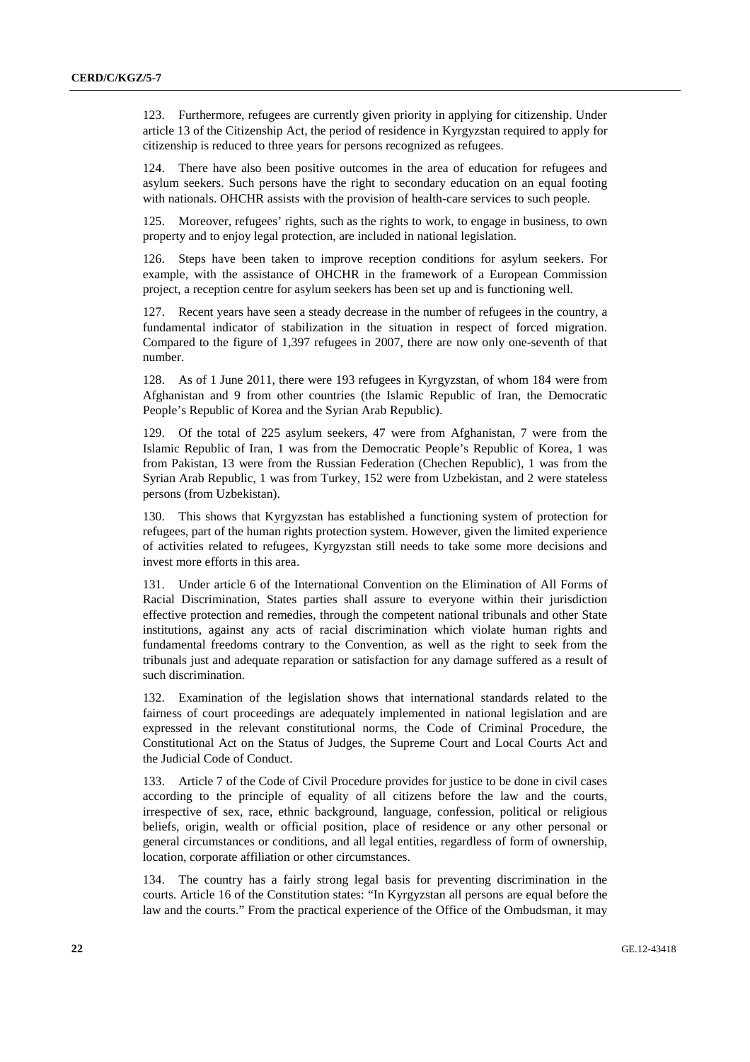123. Furthermore, refugees are currently given priority in applying for citizenship. Under article 13 of the Citizenship Act, the period of residence in Kyrgyzstan required to apply for citizenship is reduced to three years for persons recognized as refugees.

124. There have also been positive outcomes in the area of education for refugees and asylum seekers. Such persons have the right to secondary education on an equal footing with nationals. OHCHR assists with the provision of health-care services to such people.

125. Moreover, refugees' rights, such as the rights to work, to engage in business, to own property and to enjoy legal protection, are included in national legislation.

126. Steps have been taken to improve reception conditions for asylum seekers. For example, with the assistance of OHCHR in the framework of a European Commission project, a reception centre for asylum seekers has been set up and is functioning well.

127. Recent years have seen a steady decrease in the number of refugees in the country, a fundamental indicator of stabilization in the situation in respect of forced migration. Compared to the figure of 1,397 refugees in 2007, there are now only one-seventh of that number.

128. As of 1 June 2011, there were 193 refugees in Kyrgyzstan, of whom 184 were from Afghanistan and 9 from other countries (the Islamic Republic of Iran, the Democratic People's Republic of Korea and the Syrian Arab Republic).

129. Of the total of 225 asylum seekers, 47 were from Afghanistan, 7 were from the Islamic Republic of Iran, 1 was from the Democratic People's Republic of Korea, 1 was from Pakistan, 13 were from the Russian Federation (Chechen Republic), 1 was from the Syrian Arab Republic, 1 was from Turkey, 152 were from Uzbekistan, and 2 were stateless persons (from Uzbekistan).

130. This shows that Kyrgyzstan has established a functioning system of protection for refugees, part of the human rights protection system. However, given the limited experience of activities related to refugees, Kyrgyzstan still needs to take some more decisions and invest more efforts in this area.

131. Under article 6 of the International Convention on the Elimination of All Forms of Racial Discrimination, States parties shall assure to everyone within their jurisdiction effective protection and remedies, through the competent national tribunals and other State institutions, against any acts of racial discrimination which violate human rights and fundamental freedoms contrary to the Convention, as well as the right to seek from the tribunals just and adequate reparation or satisfaction for any damage suffered as a result of such discrimination.

132. Examination of the legislation shows that international standards related to the fairness of court proceedings are adequately implemented in national legislation and are expressed in the relevant constitutional norms, the Code of Criminal Procedure, the Constitutional Act on the Status of Judges, the Supreme Court and Local Courts Act and the Judicial Code of Conduct.

133. Article 7 of the Code of Civil Procedure provides for justice to be done in civil cases according to the principle of equality of all citizens before the law and the courts, irrespective of sex, race, ethnic background, language, confession, political or religious beliefs, origin, wealth or official position, place of residence or any other personal or general circumstances or conditions, and all legal entities, regardless of form of ownership, location, corporate affiliation or other circumstances.

134. The country has a fairly strong legal basis for preventing discrimination in the courts. Article 16 of the Constitution states: "In Kyrgyzstan all persons are equal before the law and the courts." From the practical experience of the Office of the Ombudsman, it may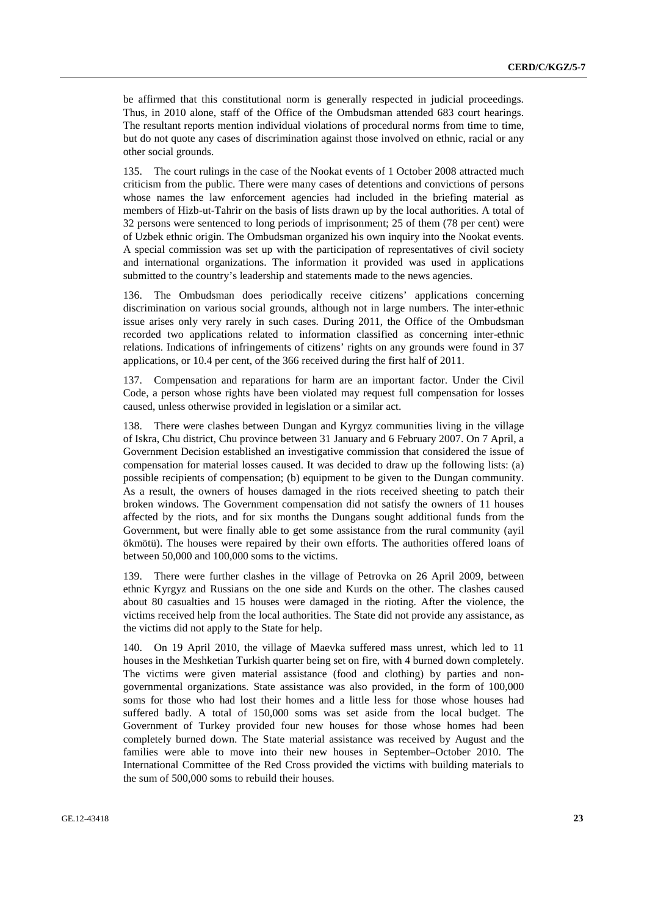be affirmed that this constitutional norm is generally respected in judicial proceedings. Thus, in 2010 alone, staff of the Office of the Ombudsman attended 683 court hearings. The resultant reports mention individual violations of procedural norms from time to time, but do not quote any cases of discrimination against those involved on ethnic, racial or any other social grounds.

135. The court rulings in the case of the Nookat events of 1 October 2008 attracted much criticism from the public. There were many cases of detentions and convictions of persons whose names the law enforcement agencies had included in the briefing material as members of Hizb-ut-Tahrir on the basis of lists drawn up by the local authorities. A total of 32 persons were sentenced to long periods of imprisonment; 25 of them (78 per cent) were of Uzbek ethnic origin. The Ombudsman organized his own inquiry into the Nookat events. A special commission was set up with the participation of representatives of civil society and international organizations. The information it provided was used in applications submitted to the country's leadership and statements made to the news agencies.

136. The Ombudsman does periodically receive citizens' applications concerning discrimination on various social grounds, although not in large numbers. The inter-ethnic issue arises only very rarely in such cases. During 2011, the Office of the Ombudsman recorded two applications related to information classified as concerning inter-ethnic relations. Indications of infringements of citizens' rights on any grounds were found in 37 applications, or 10.4 per cent, of the 366 received during the first half of 2011.

137. Compensation and reparations for harm are an important factor. Under the Civil Code, a person whose rights have been violated may request full compensation for losses caused, unless otherwise provided in legislation or a similar act.

138. There were clashes between Dungan and Kyrgyz communities living in the village of Iskra, Chu district, Chu province between 31 January and 6 February 2007. On 7 April, a Government Decision established an investigative commission that considered the issue of compensation for material losses caused. It was decided to draw up the following lists: (a) possible recipients of compensation; (b) equipment to be given to the Dungan community. As a result, the owners of houses damaged in the riots received sheeting to patch their broken windows. The Government compensation did not satisfy the owners of 11 houses affected by the riots, and for six months the Dungans sought additional funds from the Government, but were finally able to get some assistance from the rural community (ayil ökmötü). The houses were repaired by their own efforts. The authorities offered loans of between 50,000 and 100,000 soms to the victims.

139. There were further clashes in the village of Petrovka on 26 April 2009, between ethnic Kyrgyz and Russians on the one side and Kurds on the other. The clashes caused about 80 casualties and 15 houses were damaged in the rioting. After the violence, the victims received help from the local authorities. The State did not provide any assistance, as the victims did not apply to the State for help.

140. On 19 April 2010, the village of Maevka suffered mass unrest, which led to 11 houses in the Meshketian Turkish quarter being set on fire, with 4 burned down completely. The victims were given material assistance (food and clothing) by parties and non-governmental organizations. State assistance was also provided, in the form of 100,000 soms for those who had lost their homes and a little less for those whose houses had suffered badly. A total of 150,000 soms was set aside from the local budget. The Government of Turkey provided four new houses for those whose homes had been completely burned down. The State material assistance was received by August and the families were able to move into their new houses in September–October 2010. The International Committee of the Red Cross provided the victims with building materials to the sum of 500,000 soms to rebuild their houses.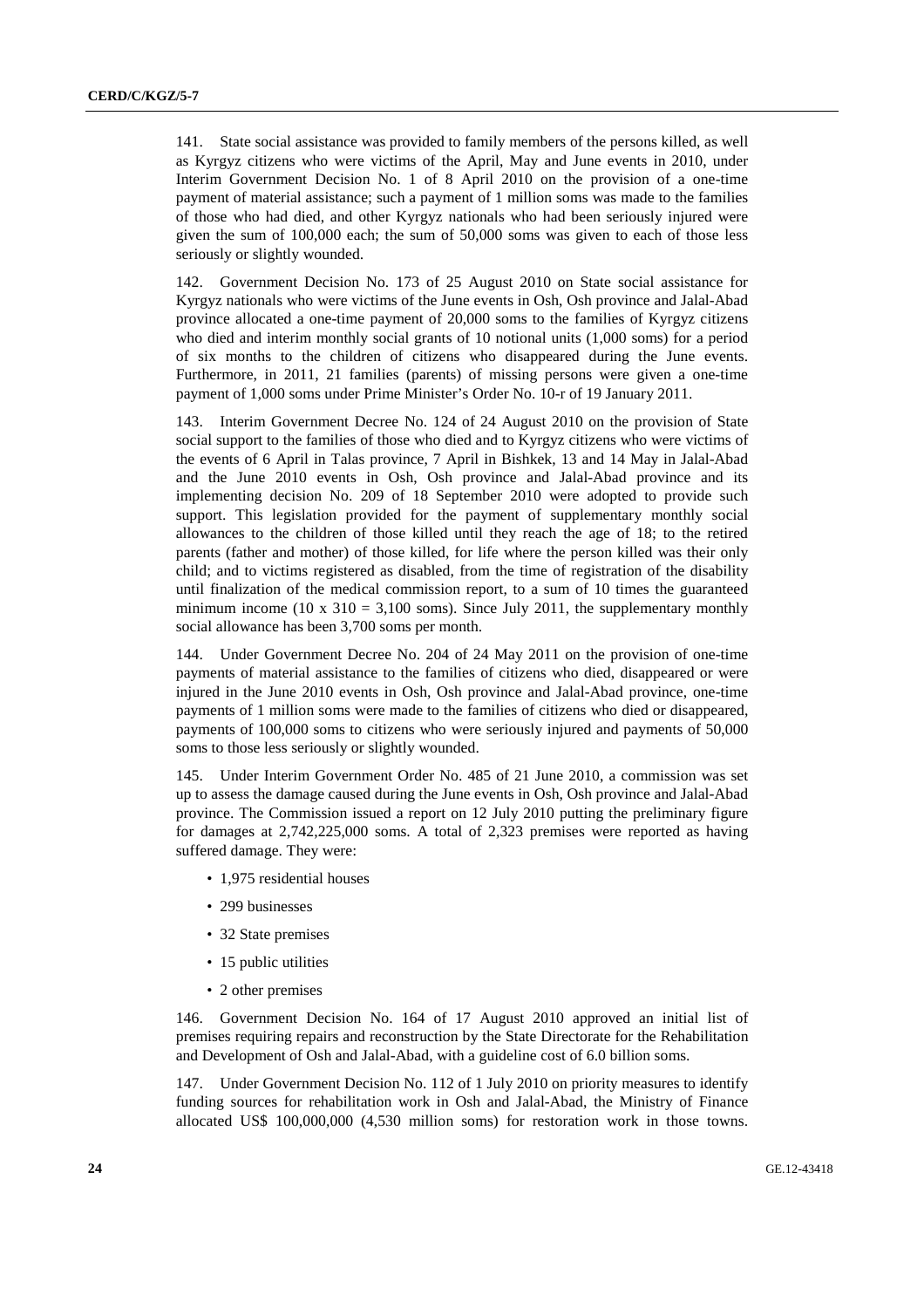141. State social assistance was provided to family members of the persons killed, as well as Kyrgyz citizens who were victims of the April, May and June events in 2010, under Interim Government Decision No. 1 of 8 April 2010 on the provision of a one-time payment of material assistance; such a payment of 1 million soms was made to the families of those who had died, and other Kyrgyz nationals who had been seriously injured were given the sum of 100,000 each; the sum of 50,000 soms was given to each of those less seriously or slightly wounded.

142. Government Decision No. 173 of 25 August 2010 on State social assistance for Kyrgyz nationals who were victims of the June events in Osh, Osh province and Jalal-Abad province allocated a one-time payment of 20,000 soms to the families of Kyrgyz citizens who died and interim monthly social grants of 10 notional units (1,000 soms) for a period of six months to the children of citizens who disappeared during the June events. Furthermore, in 2011, 21 families (parents) of missing persons were given a one-time payment of 1,000 soms under Prime Minister's Order No. 10-r of 19 January 2011.

143. Interim Government Decree No. 124 of 24 August 2010 on the provision of State social support to the families of those who died and to Kyrgyz citizens who were victims of the events of 6 April in Talas province, 7 April in Bishkek, 13 and 14 May in Jalal-Abad and the June 2010 events in Osh, Osh province and Jalal-Abad province and its implementing decision No. 209 of 18 September 2010 were adopted to provide such support. This legislation provided for the payment of supplementary monthly social allowances to the children of those killed until they reach the age of 18; to the retired parents (father and mother) of those killed, for life where the person killed was their only child; and to victims registered as disabled, from the time of registration of the disability until finalization of the medical commission report, to a sum of 10 times the guaranteed minimum income (10 x 310 = 3,100 soms). Since July 2011, the supplementary monthly social allowance has been 3,700 soms per month.

144. Under Government Decree No. 204 of 24 May 2011 on the provision of one-time payments of material assistance to the families of citizens who died, disappeared or were injured in the June 2010 events in Osh, Osh province and Jalal-Abad province, one-time payments of 1 million soms were made to the families of citizens who died or disappeared, payments of 100,000 soms to citizens who were seriously injured and payments of 50,000 soms to those less seriously or slightly wounded.

145. Under Interim Government Order No. 485 of 21 June 2010, a commission was set up to assess the damage caused during the June events in Osh, Osh province and Jalal-Abad province. The Commission issued a report on 12 July 2010 putting the preliminary figure for damages at 2,742,225,000 soms. A total of 2,323 premises were reported as having suffered damage. They were:

- 1,975 residential houses
- 299 businesses
- 32 State premises
- 15 public utilities
- 2 other premises

146. Government Decision No. 164 of 17 August 2010 approved an initial list of premises requiring repairs and reconstruction by the State Directorate for the Rehabilitation and Development of Osh and Jalal-Abad, with a guideline cost of 6.0 billion soms.

147. Under Government Decision No. 112 of 1 July 2010 on priority measures to identify funding sources for rehabilitation work in Osh and Jalal-Abad, the Ministry of Finance allocated US$ 100,000,000 (4,530 million soms) for restoration work in those towns.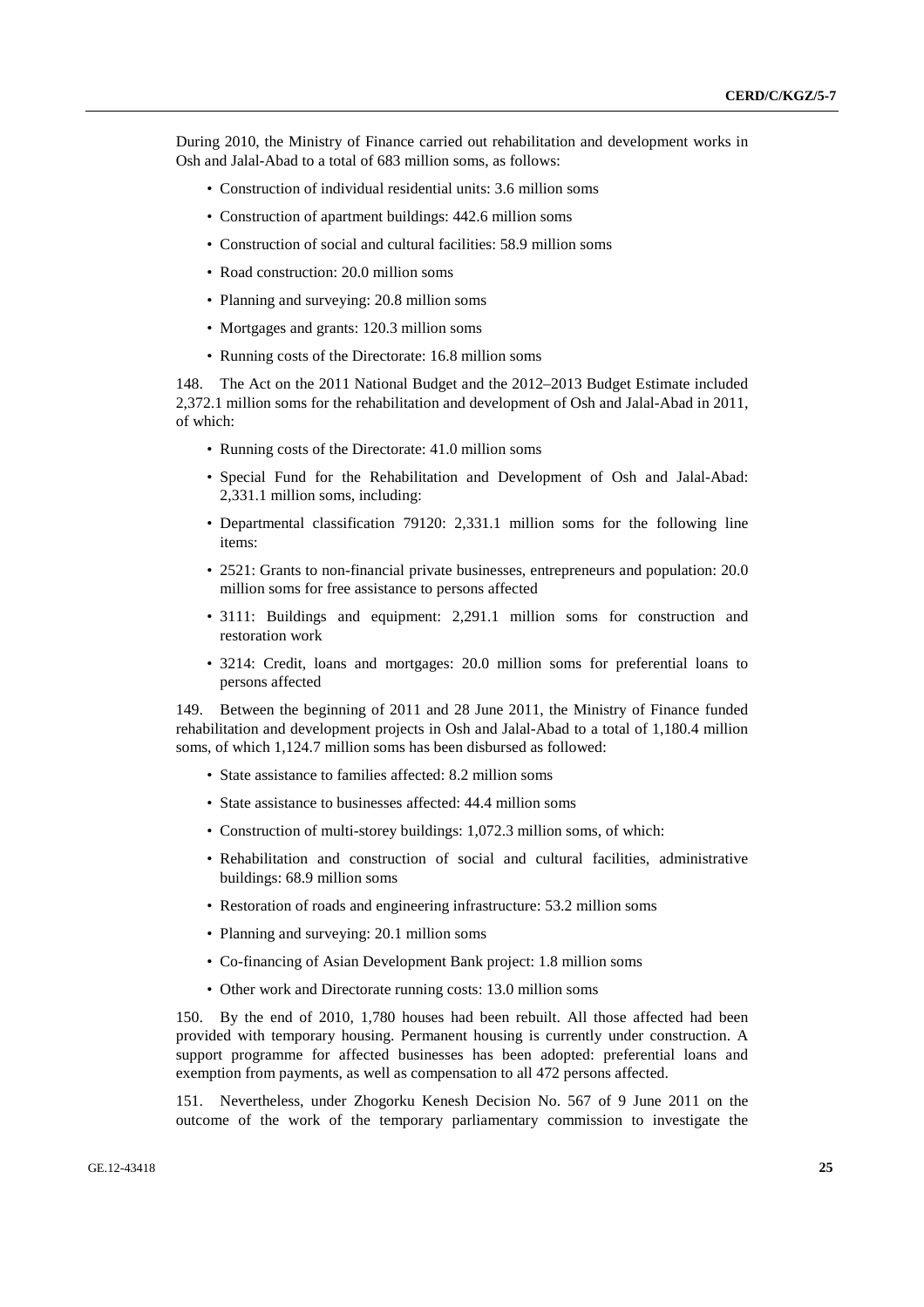During 2010, the Ministry of Finance carried out rehabilitation and development works in Osh and Jalal-Abad to a total of 683 million soms, as follows:

- Construction of individual residential units: 3.6 million soms
- Construction of apartment buildings: 442.6 million soms
- Construction of social and cultural facilities: 58.9 million soms
- Road construction: 20.0 million soms
- Planning and surveying: 20.8 million soms
- Mortgages and grants: 120.3 million soms
- Running costs of the Directorate: 16.8 million soms

148. The Act on the 2011 National Budget and the 2012–2013 Budget Estimate included 2,372.1 million soms for the rehabilitation and development of Osh and Jalal-Abad in 2011, of which:

- Running costs of the Directorate: 41.0 million soms
- Special Fund for the Rehabilitation and Development of Osh and Jalal-Abad: 2,331.1 million soms, including:
- Departmental classification 79120: 2,331.1 million soms for the following line items:
- 2521: Grants to non-financial private businesses, entrepreneurs and population: 20.0 million soms for free assistance to persons affected
- 3111: Buildings and equipment: 2,291.1 million soms for construction and restoration work
- 3214: Credit, loans and mortgages: 20.0 million soms for preferential loans to persons affected

149. Between the beginning of 2011 and 28 June 2011, the Ministry of Finance funded rehabilitation and development projects in Osh and Jalal-Abad to a total of 1,180.4 million soms, of which 1,124.7 million soms has been disbursed as followed:

- State assistance to families affected: 8.2 million soms
- State assistance to businesses affected: 44.4 million soms
- Construction of multi-storey buildings: 1,072.3 million soms, of which:
- Rehabilitation and construction of social and cultural facilities, administrative buildings: 68.9 million soms
- Restoration of roads and engineering infrastructure: 53.2 million soms
- Planning and surveying: 20.1 million soms
- Co-financing of Asian Development Bank project: 1.8 million soms
- Other work and Directorate running costs: 13.0 million soms

150. By the end of 2010, 1,780 houses had been rebuilt. All those affected had been provided with temporary housing. Permanent housing is currently under construction. A support programme for affected businesses has been adopted: preferential loans and exemption from payments, as well as compensation to all 472 persons affected.

151. Nevertheless, under Zhogorku Kenesh Decision No. 567 of 9 June 2011 on the outcome of the work of the temporary parliamentary commission to investigate the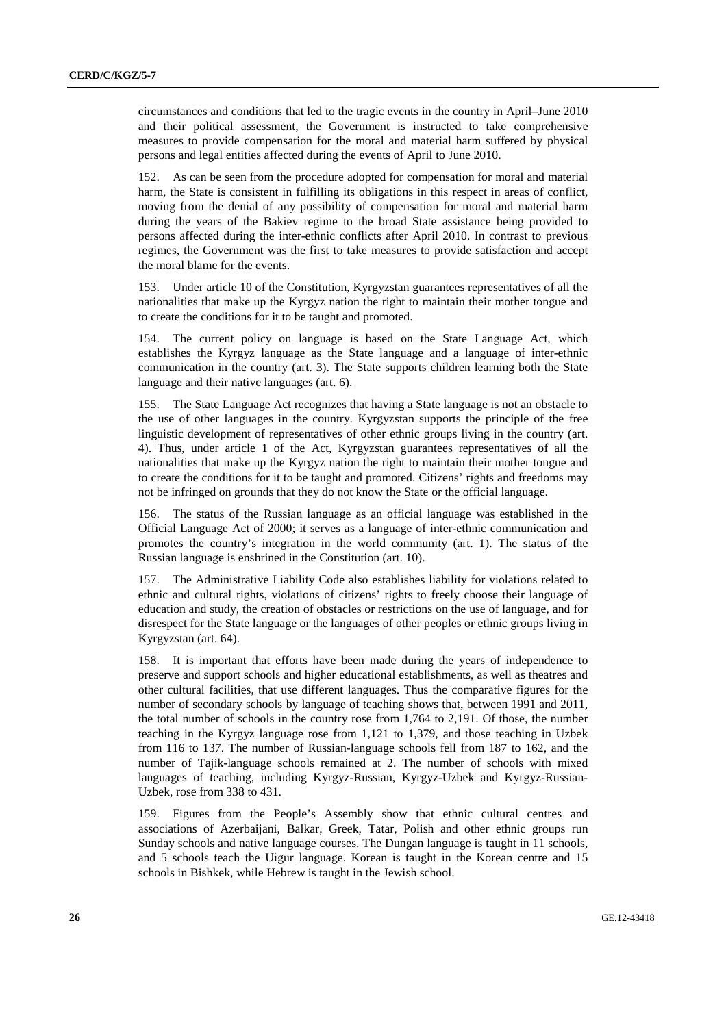circumstances and conditions that led to the tragic events in the country in April–June 2010 and their political assessment, the Government is instructed to take comprehensive measures to provide compensation for the moral and material harm suffered by physical persons and legal entities affected during the events of April to June 2010.

152. As can be seen from the procedure adopted for compensation for moral and material harm, the State is consistent in fulfilling its obligations in this respect in areas of conflict, moving from the denial of any possibility of compensation for moral and material harm during the years of the Bakiev regime to the broad State assistance being provided to persons affected during the inter-ethnic conflicts after April 2010. In contrast to previous regimes, the Government was the first to take measures to provide satisfaction and accept the moral blame for the events.

153. Under article 10 of the Constitution, Kyrgyzstan guarantees representatives of all the nationalities that make up the Kyrgyz nation the right to maintain their mother tongue and to create the conditions for it to be taught and promoted.

154. The current policy on language is based on the State Language Act, which establishes the Kyrgyz language as the State language and a language of inter-ethnic communication in the country (art. 3). The State supports children learning both the State language and their native languages (art. 6).

155. The State Language Act recognizes that having a State language is not an obstacle to the use of other languages in the country. Kyrgyzstan supports the principle of the free linguistic development of representatives of other ethnic groups living in the country (art. 4). Thus, under article 1 of the Act, Kyrgyzstan guarantees representatives of all the nationalities that make up the Kyrgyz nation the right to maintain their mother tongue and to create the conditions for it to be taught and promoted. Citizens' rights and freedoms may not be infringed on grounds that they do not know the State or the official language.

156. The status of the Russian language as an official language was established in the Official Language Act of 2000; it serves as a language of inter-ethnic communication and promotes the country's integration in the world community (art. 1). The status of the Russian language is enshrined in the Constitution (art. 10).

157. The Administrative Liability Code also establishes liability for violations related to ethnic and cultural rights, violations of citizens' rights to freely choose their language of education and study, the creation of obstacles or restrictions on the use of language, and for disrespect for the State language or the languages of other peoples or ethnic groups living in Kyrgyzstan (art. 64).

158. It is important that efforts have been made during the years of independence to preserve and support schools and higher educational establishments, as well as theatres and other cultural facilities, that use different languages. Thus the comparative figures for the number of secondary schools by language of teaching shows that, between 1991 and 2011, the total number of schools in the country rose from 1,764 to 2,191. Of those, the number teaching in the Kyrgyz language rose from 1,121 to 1,379, and those teaching in Uzbek from 116 to 137. The number of Russian-language schools fell from 187 to 162, and the number of Tajik-language schools remained at 2. The number of schools with mixed languages of teaching, including Kyrgyz-Russian, Kyrgyz-Uzbek and Kyrgyz-Russian-Uzbek, rose from 338 to 431.

159. Figures from the People's Assembly show that ethnic cultural centres and associations of Azerbaijani, Balkar, Greek, Tatar, Polish and other ethnic groups run Sunday schools and native language courses. The Dungan language is taught in 11 schools, and 5 schools teach the Uigur language. Korean is taught in the Korean centre and 15 schools in Bishkek, while Hebrew is taught in the Jewish school.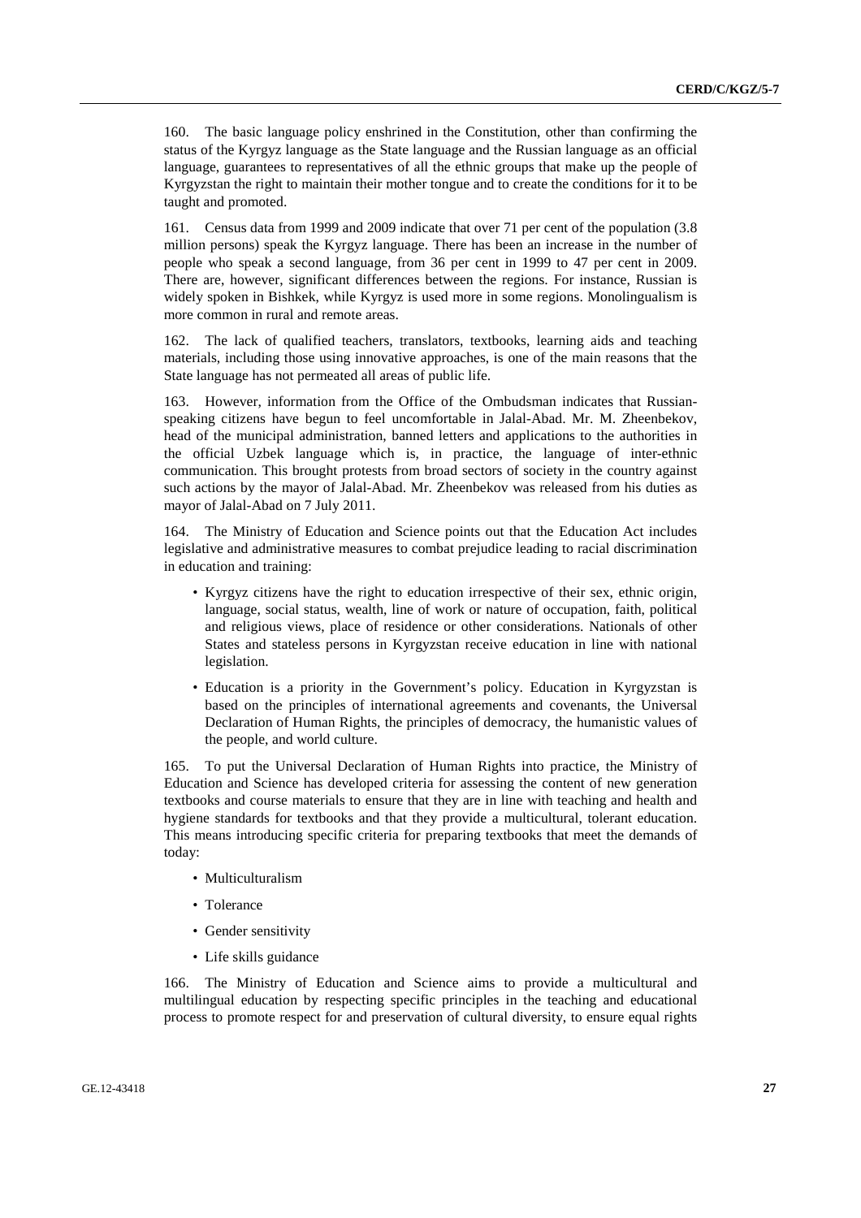160. The basic language policy enshrined in the Constitution, other than confirming the status of the Kyrgyz language as the State language and the Russian language as an official language, guarantees to representatives of all the ethnic groups that make up the people of Kyrgyzstan the right to maintain their mother tongue and to create the conditions for it to be taught and promoted.

161. Census data from 1999 and 2009 indicate that over 71 per cent of the population (3.8 million persons) speak the Kyrgyz language. There has been an increase in the number of people who speak a second language, from 36 per cent in 1999 to 47 per cent in 2009. There are, however, significant differences between the regions. For instance, Russian is widely spoken in Bishkek, while Kyrgyz is used more in some regions. Monolingualism is more common in rural and remote areas.

162. The lack of qualified teachers, translators, textbooks, learning aids and teaching materials, including those using innovative approaches, is one of the main reasons that the State language has not permeated all areas of public life.

163. However, information from the Office of the Ombudsman indicates that Russian-speaking citizens have begun to feel uncomfortable in Jalal-Abad. Mr. M. Zheenbekov, head of the municipal administration, banned letters and applications to the authorities in the official Uzbek language which is, in practice, the language of inter-ethnic communication. This brought protests from broad sectors of society in the country against such actions by the mayor of Jalal-Abad. Mr. Zheenbekov was released from his duties as mayor of Jalal-Abad on 7 July 2011.

164. The Ministry of Education and Science points out that the Education Act includes legislative and administrative measures to combat prejudice leading to racial discrimination in education and training:

- Kyrgyz citizens have the right to education irrespective of their sex, ethnic origin, language, social status, wealth, line of work or nature of occupation, faith, political and religious views, place of residence or other considerations. Nationals of other States and stateless persons in Kyrgyzstan receive education in line with national legislation.
- Education is a priority in the Government's policy. Education in Kyrgyzstan is based on the principles of international agreements and covenants, the Universal Declaration of Human Rights, the principles of democracy, the humanistic values of the people, and world culture.

165. To put the Universal Declaration of Human Rights into practice, the Ministry of Education and Science has developed criteria for assessing the content of new generation textbooks and course materials to ensure that they are in line with teaching and health and hygiene standards for textbooks and that they provide a multicultural, tolerant education. This means introducing specific criteria for preparing textbooks that meet the demands of today:

- Multiculturalism
- Tolerance
- Gender sensitivity
- Life skills guidance

166. The Ministry of Education and Science aims to provide a multicultural and multilingual education by respecting specific principles in the teaching and educational process to promote respect for and preservation of cultural diversity, to ensure equal rights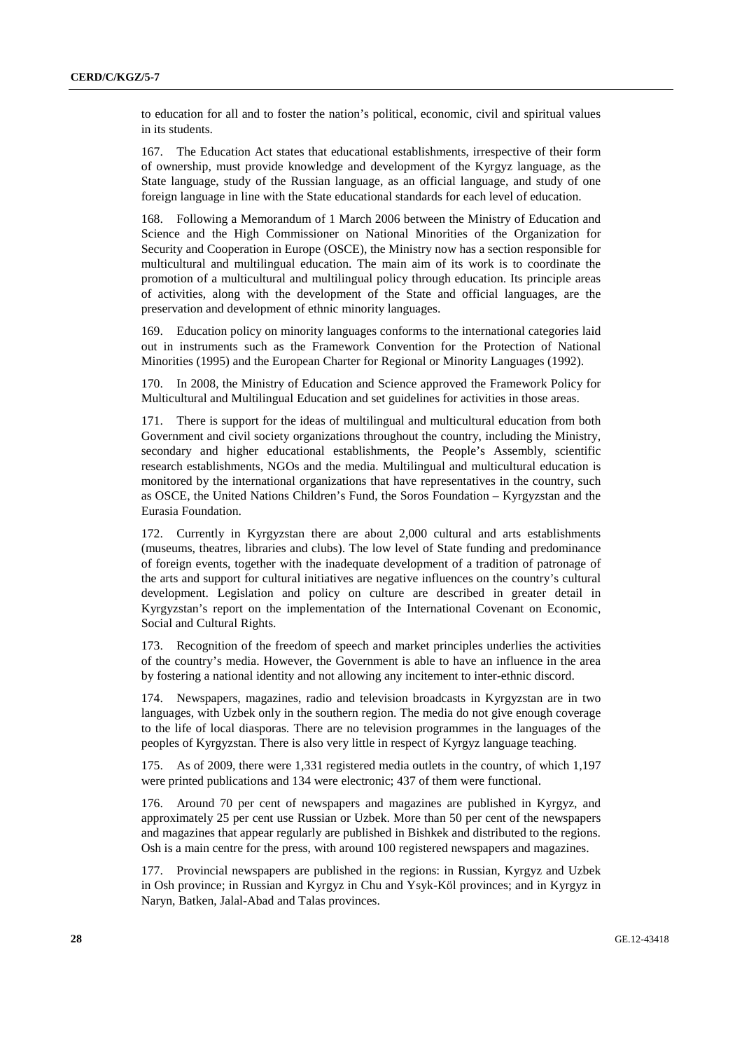to education for all and to foster the nation's political, economic, civil and spiritual values in its students.

167. The Education Act states that educational establishments, irrespective of their form of ownership, must provide knowledge and development of the Kyrgyz language, as the State language, study of the Russian language, as an official language, and study of one foreign language in line with the State educational standards for each level of education.

168. Following a Memorandum of 1 March 2006 between the Ministry of Education and Science and the High Commissioner on National Minorities of the Organization for Security and Cooperation in Europe (OSCE), the Ministry now has a section responsible for multicultural and multilingual education. The main aim of its work is to coordinate the promotion of a multicultural and multilingual policy through education. Its principle areas of activities, along with the development of the State and official languages, are the preservation and development of ethnic minority languages.

169. Education policy on minority languages conforms to the international categories laid out in instruments such as the Framework Convention for the Protection of National Minorities (1995) and the European Charter for Regional or Minority Languages (1992).

170. In 2008, the Ministry of Education and Science approved the Framework Policy for Multicultural and Multilingual Education and set guidelines for activities in those areas.

171. There is support for the ideas of multilingual and multicultural education from both Government and civil society organizations throughout the country, including the Ministry, secondary and higher educational establishments, the People's Assembly, scientific research establishments, NGOs and the media. Multilingual and multicultural education is monitored by the international organizations that have representatives in the country, such as OSCE, the United Nations Children's Fund, the Soros Foundation – Kyrgyzstan and the Eurasia Foundation.

172. Currently in Kyrgyzstan there are about 2,000 cultural and arts establishments (museums, theatres, libraries and clubs). The low level of State funding and predominance of foreign events, together with the inadequate development of a tradition of patronage of the arts and support for cultural initiatives are negative influences on the country's cultural development. Legislation and policy on culture are described in greater detail in Kyrgyzstan's report on the implementation of the International Covenant on Economic, Social and Cultural Rights.

173. Recognition of the freedom of speech and market principles underlies the activities of the country's media. However, the Government is able to have an influence in the area by fostering a national identity and not allowing any incitement to inter-ethnic discord.

174. Newspapers, magazines, radio and television broadcasts in Kyrgyzstan are in two languages, with Uzbek only in the southern region. The media do not give enough coverage to the life of local diasporas. There are no television programmes in the languages of the peoples of Kyrgyzstan. There is also very little in respect of Kyrgyz language teaching.

175. As of 2009, there were 1,331 registered media outlets in the country, of which 1,197 were printed publications and 134 were electronic; 437 of them were functional.

176. Around 70 per cent of newspapers and magazines are published in Kyrgyz, and approximately 25 per cent use Russian or Uzbek. More than 50 per cent of the newspapers and magazines that appear regularly are published in Bishkek and distributed to the regions. Osh is a main centre for the press, with around 100 registered newspapers and magazines.

177. Provincial newspapers are published in the regions: in Russian, Kyrgyz and Uzbek in Osh province; in Russian and Kyrgyz in Chu and Ysyk-Köl provinces; and in Kyrgyz in Naryn, Batken, Jalal-Abad and Talas provinces.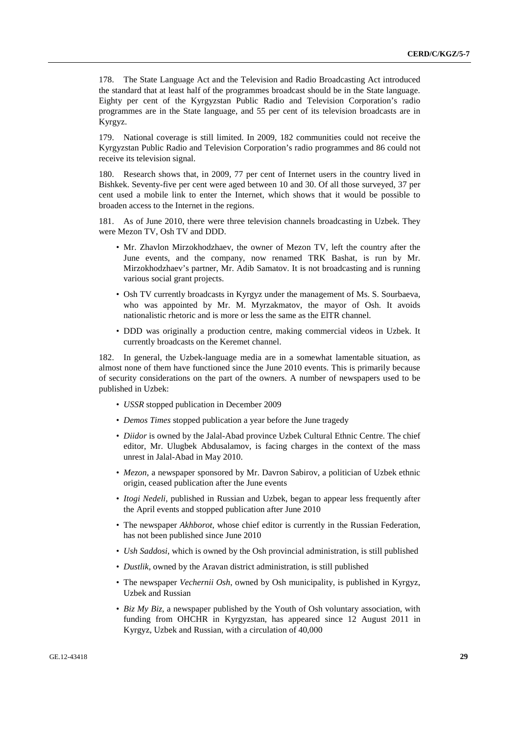178. The State Language Act and the Television and Radio Broadcasting Act introduced the standard that at least half of the programmes broadcast should be in the State language. Eighty per cent of the Kyrgyzstan Public Radio and Television Corporation's radio programmes are in the State language, and 55 per cent of its television broadcasts are in Kyrgyz.

179. National coverage is still limited. In 2009, 182 communities could not receive the Kyrgyzstan Public Radio and Television Corporation's radio programmes and 86 could not receive its television signal.

180. Research shows that, in 2009, 77 per cent of Internet users in the country lived in Bishkek. Seventy-five per cent were aged between 10 and 30. Of all those surveyed, 37 per cent used a mobile link to enter the Internet, which shows that it would be possible to broaden access to the Internet in the regions.

181. As of June 2010, there were three television channels broadcasting in Uzbek. They were Mezon TV, Osh TV and DDD.

- Mr. Zhavlon Mirzokhodzhaev, the owner of Mezon TV, left the country after the June events, and the company, now renamed TRK Bashat, is run by Mr. Mirzokhodzhaev's partner, Mr. Adib Samatov. It is not broadcasting and is running various social grant projects.
- Osh TV currently broadcasts in Kyrgyz under the management of Ms. S. Sourbaeva, who was appointed by Mr. M. Myrzakmatov, the mayor of Osh. It avoids nationalistic rhetoric and is more or less the same as the ElTR channel.
- DDD was originally a production centre, making commercial videos in Uzbek. It currently broadcasts on the Keremet channel.

182. In general, the Uzbek-language media are in a somewhat lamentable situation, as almost none of them have functioned since the June 2010 events. This is primarily because of security considerations on the part of the owners. A number of newspapers used to be published in Uzbek:

- *USSR* stopped publication in December 2009
- *Demos Times* stopped publication a year before the June tragedy
- *Diidor* is owned by the Jalal-Abad province Uzbek Cultural Ethnic Centre. The chief editor, Mr. Ulugbek Abdusalamov, is facing charges in the context of the mass unrest in Jalal-Abad in May 2010.
- *Mezon*, a newspaper sponsored by Mr. Davron Sabirov, a politician of Uzbek ethnic origin, ceased publication after the June events
- *Itogi Nedeli*, published in Russian and Uzbek, began to appear less frequently after the April events and stopped publication after June 2010
- The newspaper *Akhborot*, whose chief editor is currently in the Russian Federation, has not been published since June 2010
- *Ush Saddosi*, which is owned by the Osh provincial administration, is still published
- *Dustlik*, owned by the Aravan district administration, is still published
- The newspaper *Vechernii Osh*, owned by Osh municipality, is published in Kyrgyz, Uzbek and Russian
- *Biz My Biz*, a newspaper published by the Youth of Osh voluntary association, with funding from OHCHR in Kyrgyzstan, has appeared since 12 August 2011 in Kyrgyz, Uzbek and Russian, with a circulation of 40,000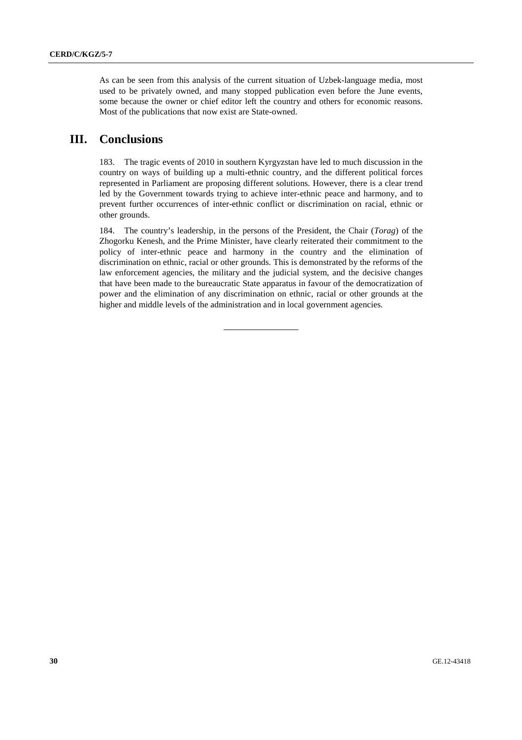As can be seen from this analysis of the current situation of Uzbek-language media, most used to be privately owned, and many stopped publication even before the June events, some because the owner or chief editor left the country and others for economic reasons. Most of the publications that now exist are State-owned.

# III. Conclusions

183. The tragic events of 2010 in southern Kyrgyzstan have led to much discussion in the country on ways of building up a multi-ethnic country, and the different political forces represented in Parliament are proposing different solutions. However, there is a clear trend led by the Government towards trying to achieve inter-ethnic peace and harmony, and to prevent further occurrences of inter-ethnic conflict or discrimination on racial, ethnic or other grounds.

184. The country's leadership, in the persons of the President, the Chair (*Torag*) of the Zhogorku Kenesh, and the Prime Minister, have clearly reiterated their commitment to the policy of inter-ethnic peace and harmony in the country and the elimination of discrimination on ethnic, racial or other grounds. This is demonstrated by the reforms of the law enforcement agencies, the military and the judicial system, and the decisive changes that have been made to the bureaucratic State apparatus in favour of the democratization of power and the elimination of any discrimination on ethnic, racial or other grounds at the higher and middle levels of the administration and in local government agencies.